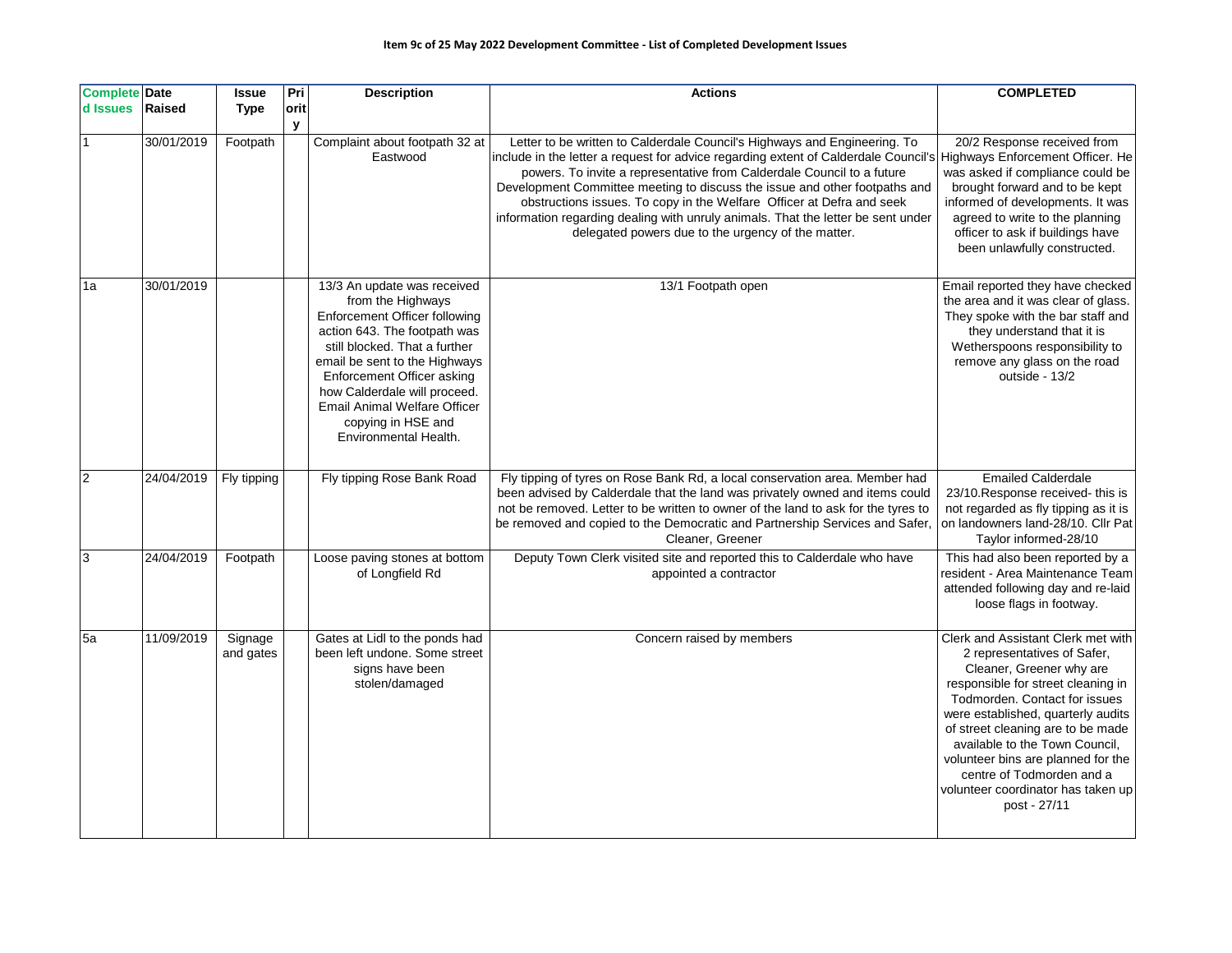**Item 9c of 25 May 2022 Development Committee - List of Completed Development Issues**

| Completed Issues | Date Raised | Issue Type | Priority | Description | Actions | COMPLETED |
|---|---|---|---|---|---|---|
| 1 | 30/01/2019 | Footpath | | Complaint about footpath 32 at Eastwood | Letter to be written to Calderdale Council's Highways and Engineering. To include in the letter a request for advice regarding extent of Calderdale Council's powers. To invite a representative from Calderdale Council to a future Development Committee meeting to discuss the issue and other footpaths and obstructions issues. To copy in the Welfare Officer at Defra and seek information regarding dealing with unruly animals. That the letter be sent under delegated powers due to the urgency of the matter. | 20/2 Response received from Highways Enforcement Officer. He was asked if compliance could be brought forward and to be kept informed of developments. It was agreed to write to the planning officer to ask if buildings have been unlawfully constructed. |
| 1a | 30/01/2019 | | | 13/3 An update was received from the Highways Enforcement Officer following action 643. The footpath was still blocked. That a further email be sent to the Highways Enforcement Officer asking how Calderdale will proceed. Email Animal Welfare Officer copying in HSE and Environmental Health. | 13/1 Footpath open | Email reported they have checked the area and it was clear of glass. They spoke with the bar staff and they understand that it is Wetherspoons responsibility to remove any glass on the road outside - 13/2 |
| 2 | 24/04/2019 | Fly tipping | | Fly tipping Rose Bank Road | Fly tipping of tyres on Rose Bank Rd, a local conservation area. Member had been advised by Calderdale that the land was privately owned and items could not be removed. Letter to be written to owner of the land to ask for the tyres to be removed and copied to the Democratic and Partnership Services and Safer, Cleaner, Greener | Emailed Calderdale 23/10.Response received- this is not regarded as fly tipping as it is on landowners land-28/10. Cllr Pat Taylor informed-28/10 |
| 3 | 24/04/2019 | Footpath | | Loose paving stones at bottom of Longfield Rd | Deputy Town Clerk visited site and reported this to Calderdale who have appointed a contractor | This had also been reported by a resident - Area Maintenance Team attended following day and re-laid loose flags in footway. |
| 5a | 11/09/2019 | Signage and gates | | Gates at Lidl to the ponds had been left undone. Some street signs have been stolen/damaged | Concern raised by members | Clerk and Assistant Clerk met with 2 representatives of Safer, Cleaner, Greener why are responsible for street cleaning in Todmorden. Contact for issues were established, quarterly audits of street cleaning are to be made available to the Town Council, volunteer bins are planned for the centre of Todmorden and a volunteer coordinator has taken up post - 27/11 |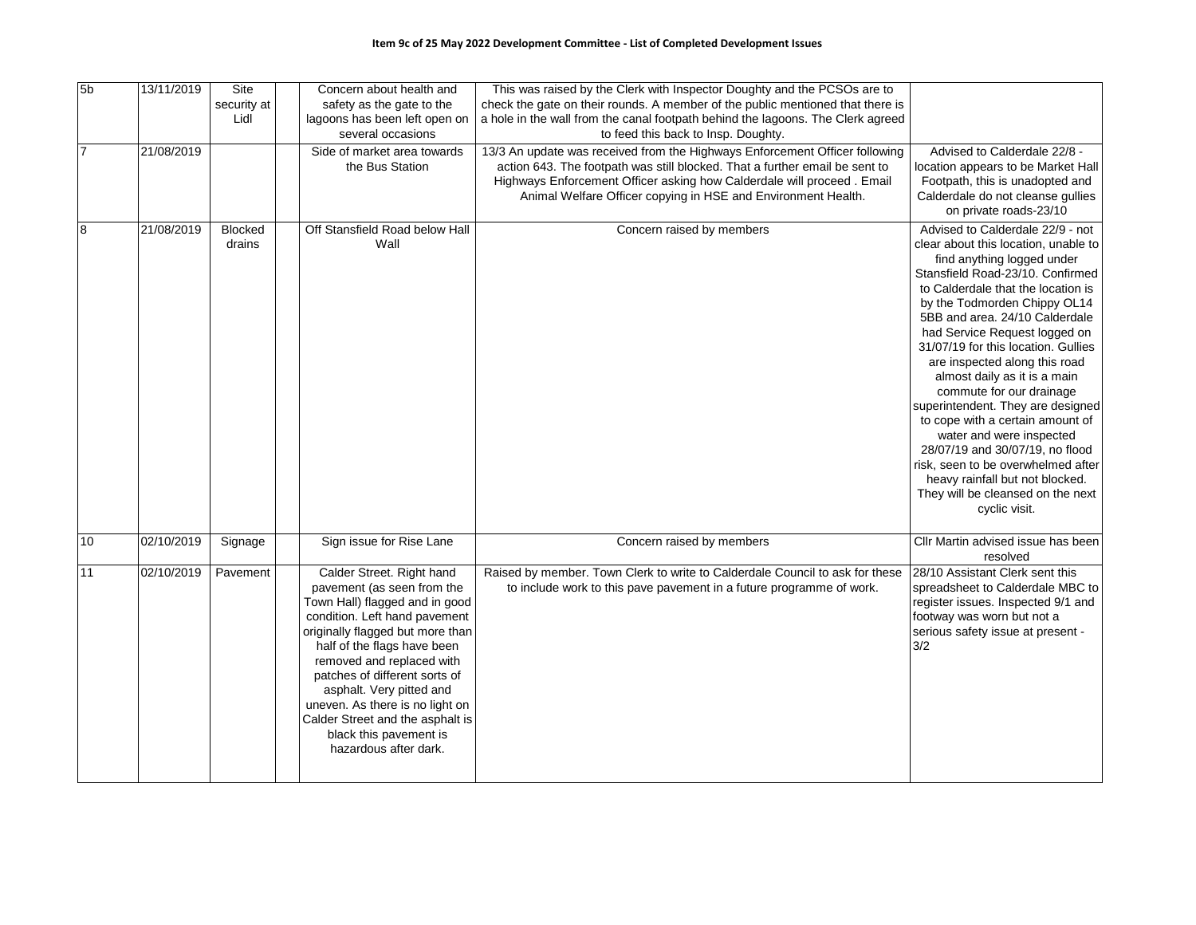**Item 9c of 25 May 2022 Development Committee - List of Completed Development Issues**

| | | | | | | |
|---|---|---|---|---|---|---|
| 5b | 13/11/2019 | Site security at Lidl | | Concern about health and safety as the gate to the lagoons has been left open on several occasions | This was raised by the Clerk with Inspector Doughty and the PCSOs are to check the gate on their rounds. A member of the public mentioned that there is a hole in the wall from the canal footpath behind the lagoons. The Clerk agreed to feed this back to Insp. Doughty. | |
| 7 | 21/08/2019 | | | Side of market area towards the Bus Station | 13/3 An update was received from the Highways Enforcement Officer following action 643. The footpath was still blocked. That a further email be sent to Highways Enforcement Officer asking how Calderdale will proceed . Email Animal Welfare Officer copying in HSE and Environment Health. | Advised to Calderdale 22/8 - location appears to be Market Hall Footpath, this is unadopted and Calderdale do not cleanse gullies on private roads-23/10 |
| 8 | 21/08/2019 | Blocked drains | | Off Stansfield Road below Hall Wall | Concern raised by members | Advised to Calderdale 22/9 - not clear about this location, unable to find anything logged under Stansfield Road-23/10. Confirmed to Calderdale that the location is by the Todmorden Chippy OL14 5BB and area. 24/10 Calderdale had Service Request logged on 31/07/19 for this location. Gullies are inspected along this road almost daily as it is a main commute for our drainage superintendent. They are designed to cope with a certain amount of water and were inspected 28/07/19 and 30/07/19, no flood risk, seen to be overwhelmed after heavy rainfall but not blocked. They will be cleansed on the next cyclic visit. |
| 10 | 02/10/2019 | Signage | | Sign issue for Rise Lane | Concern raised by members | Cllr Martin advised issue has been resolved |
| 11 | 02/10/2019 | Pavement | | Calder Street. Right hand pavement (as seen from the Town Hall) flagged and in good condition. Left hand pavement originally flagged but more than half of the flags have been removed and replaced with patches of different sorts of asphalt. Very pitted and uneven. As there is no light on Calder Street and the asphalt is black this pavement is hazardous after dark. | Raised by member. Town Clerk to write to Calderdale Council to ask for these to include work to this pave pavement in a future programme of work. | 28/10 Assistant Clerk sent this spreadsheet to Calderdale MBC to register issues. Inspected 9/1 and footway was worn but not a serious safety issue at present - 3/2 |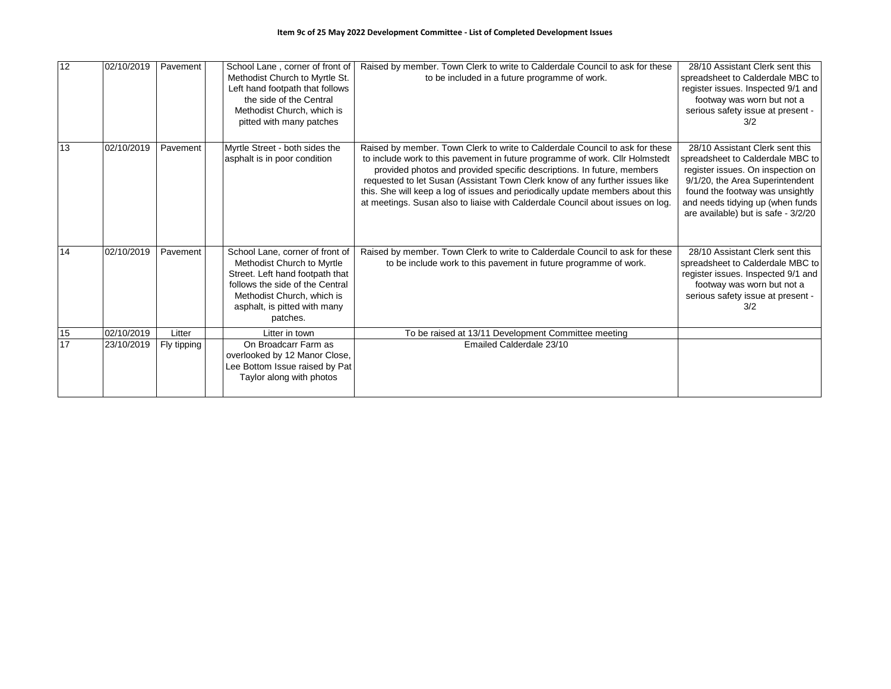**Item 9c of 25 May 2022 Development Committee - List of Completed Development Issues**

| | | | | | | |
|---|---|---|---|---|---|---|
| 12 | 02/10/2019 | Pavement | | School Lane , corner of front of Methodist Church to Myrtle St. Left hand footpath that follows the side of the Central Methodist Church, which is pitted with many patches | Raised by member. Town Clerk to write to Calderdale Council to ask for these to be included in a future programme of work. | 28/10 Assistant Clerk sent this spreadsheet to Calderdale MBC to register issues. Inspected 9/1 and footway was worn but not a serious safety issue at present - 3/2 |
| 13 | 02/10/2019 | Pavement | | Myrtle Street - both sides the asphalt is in poor condition | Raised by member. Town Clerk to write to Calderdale Council to ask for these to include work to this pavement in future programme of work. Cllr Holmstedt provided photos and provided specific descriptions. In future, members requested to let Susan (Assistant Town Clerk know of any further issues like this. She will keep a log of issues and periodically update members about this at meetings. Susan also to liaise with Calderdale Council about issues on log. | 28/10 Assistant Clerk sent this spreadsheet to Calderdale MBC to register issues. On inspection on 9/1/20, the Area Superintendent found the footway was unsightly and needs tidying up (when funds are available) but is safe - 3/2/20 |
| 14 | 02/10/2019 | Pavement | | School Lane, corner of front of Methodist Church to Myrtle Street. Left hand footpath that follows the side of the Central Methodist Church, which is asphalt, is pitted with many patches. | Raised by member. Town Clerk to write to Calderdale Council to ask for these to be include work to this pavement in future programme of work. | 28/10 Assistant Clerk sent this spreadsheet to Calderdale MBC to register issues. Inspected 9/1 and footway was worn but not a serious safety issue at present - 3/2 |
| 15 | 02/10/2019 | Litter | | Litter in town | To be raised at 13/11 Development Committee meeting | |
| 17 | 23/10/2019 | Fly tipping | | On Broadcarr Farm as overlooked by 12 Manor Close, Lee Bottom Issue raised by Pat Taylor along with photos | Emailed Calderdale 23/10 | |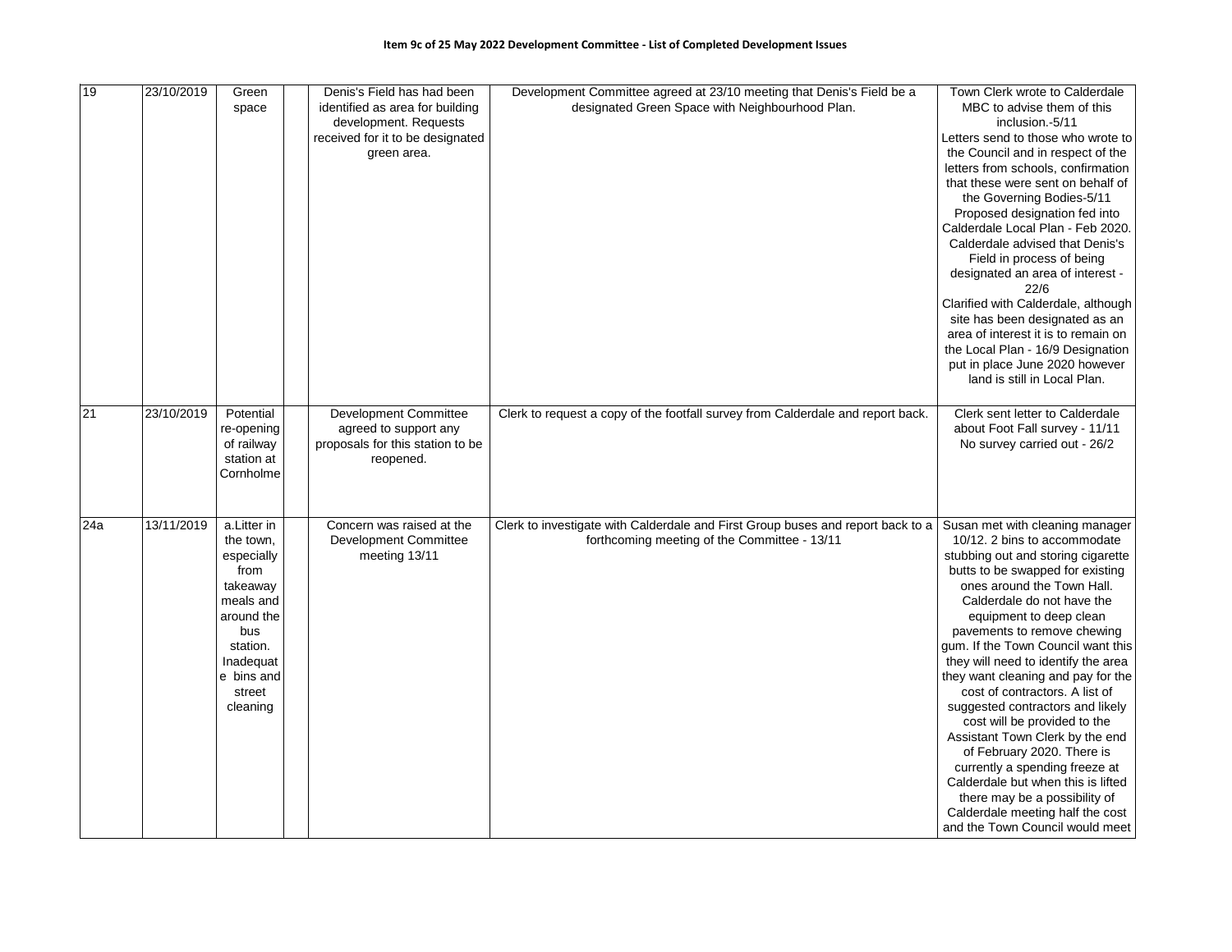**Item 9c of 25 May 2022 Development Committee - List of Completed Development Issues**

| | | | | | | |
|---|---|---|---|---|---|---|
| 19 | 23/10/2019 | Green space | | Denis's Field has had been identified as area for building development. Requests received for it to be designated green area. | Development Committee agreed at 23/10 meeting that Denis's Field be a designated Green Space with Neighbourhood Plan. | Town Clerk wrote to Calderdale MBC to advise them of this inclusion.-5/11 Letters send to those who wrote to the Council and in respect of the letters from schools, confirmation that these were sent on behalf of the Governing Bodies-5/11 Proposed designation fed into Calderdale Local Plan - Feb 2020. Calderdale advised that Denis's Field in process of being designated an area of interest - 22/6 Clarified with Calderdale, although site has been designated as an area of interest it is to remain on the Local Plan - 16/9 Designation put in place June 2020 however land is still in Local Plan. |
| 21 | 23/10/2019 | Potential re-opening of railway station at Cornholme | | Development Committee agreed to support any proposals for this station to be reopened. | Clerk to request a copy of the footfall survey from Calderdale and report back. | Clerk sent letter to Calderdale about Foot Fall survey - 11/11 No survey carried out - 26/2 |
| 24a | 13/11/2019 | a.Litter in the town, especially from takeaway meals and around the bus station. Inadequat e bins and street cleaning | | Concern was raised at the Development Committee meeting 13/11 | Clerk to investigate with Calderdale and First Group buses and report back to a forthcoming meeting of the Committee - 13/11 | Susan met with cleaning manager 10/12. 2 bins to accommodate stubbing out and storing cigarette butts to be swapped for existing ones around the Town Hall. Calderdale do not have the equipment to deep clean pavements to remove chewing gum. If the Town Council want this they will need to identify the area they want cleaning and pay for the cost of contractors. A list of suggested contractors and likely cost will be provided to the Assistant Town Clerk by the end of February 2020. There is currently a spending freeze at Calderdale but when this is lifted there may be a possibility of Calderdale meeting half the cost and the Town Council would meet |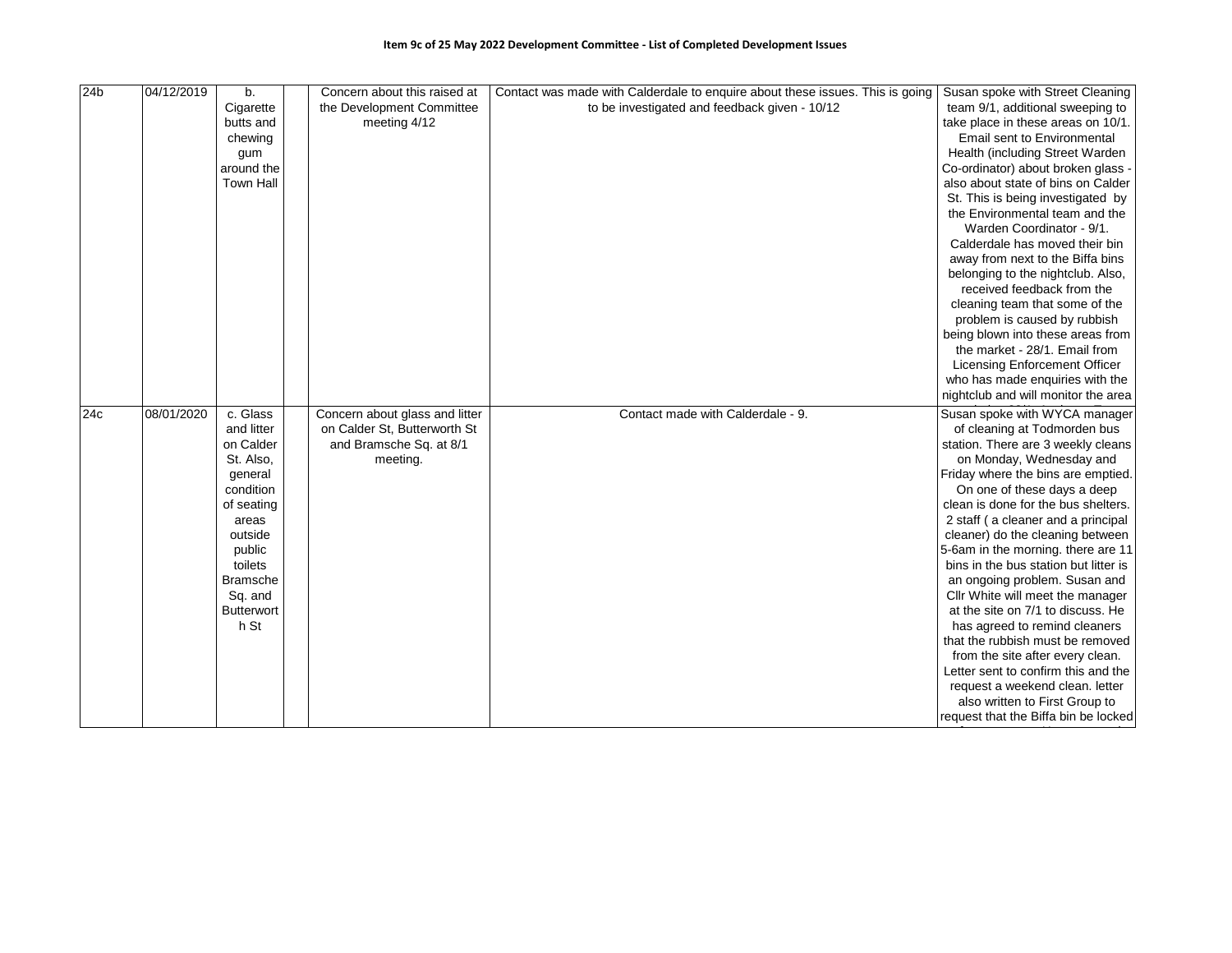**Item 9c of 25 May 2022 Development Committee - List of Completed Development Issues**

| | | | | | | |
|---|---|---|---|---|---|---|
| 24b | 04/12/2019 | b. Cigarette butts and chewing gum around the Town Hall | | Concern about this raised at the Development Committee meeting 4/12 | Contact was made with Calderdale to enquire about these issues. This is going to be investigated and feedback given - 10/12 | Susan spoke with Street Cleaning team 9/1, additional sweeping to take place in these areas on 10/1. Email sent to Environmental Health (including Street Warden Co-ordinator) about broken glass - also about state of bins on Calder St. This is being investigated by the Environmental team and the Warden Coordinator - 9/1. Calderdale has moved their bin away from next to the Biffa bins belonging to the nightclub. Also, received feedback from the cleaning team that some of the problem is caused by rubbish being blown into these areas from the market - 28/1. Email from Licensing Enforcement Officer who has made enquiries with the nightclub and will monitor the area |
| 24c | 08/01/2020 | c. Glass and litter on Calder St. Also, general condition of seating areas outside public toilets Bramsche Sq. and Butterworth St | | Concern about glass and litter on Calder St, Butterworth St and Bramsche Sq. at 8/1 meeting. | Contact made with Calderdale - 9. | Susan spoke with WYCA manager of cleaning at Todmorden bus station. There are 3 weekly cleans on Monday, Wednesday and Friday where the bins are emptied. On one of these days a deep clean is done for the bus shelters. 2 staff ( a cleaner and a principal cleaner) do the cleaning between 5-6am in the morning. there are 11 bins in the bus station but litter is an ongoing problem. Susan and Cllr White will meet the manager at the site on 7/1 to discuss. He has agreed to remind cleaners that the rubbish must be removed from the site after every clean. Letter sent to confirm this and the request a weekend clean. letter also written to First Group to request that the Biffa bin be locked |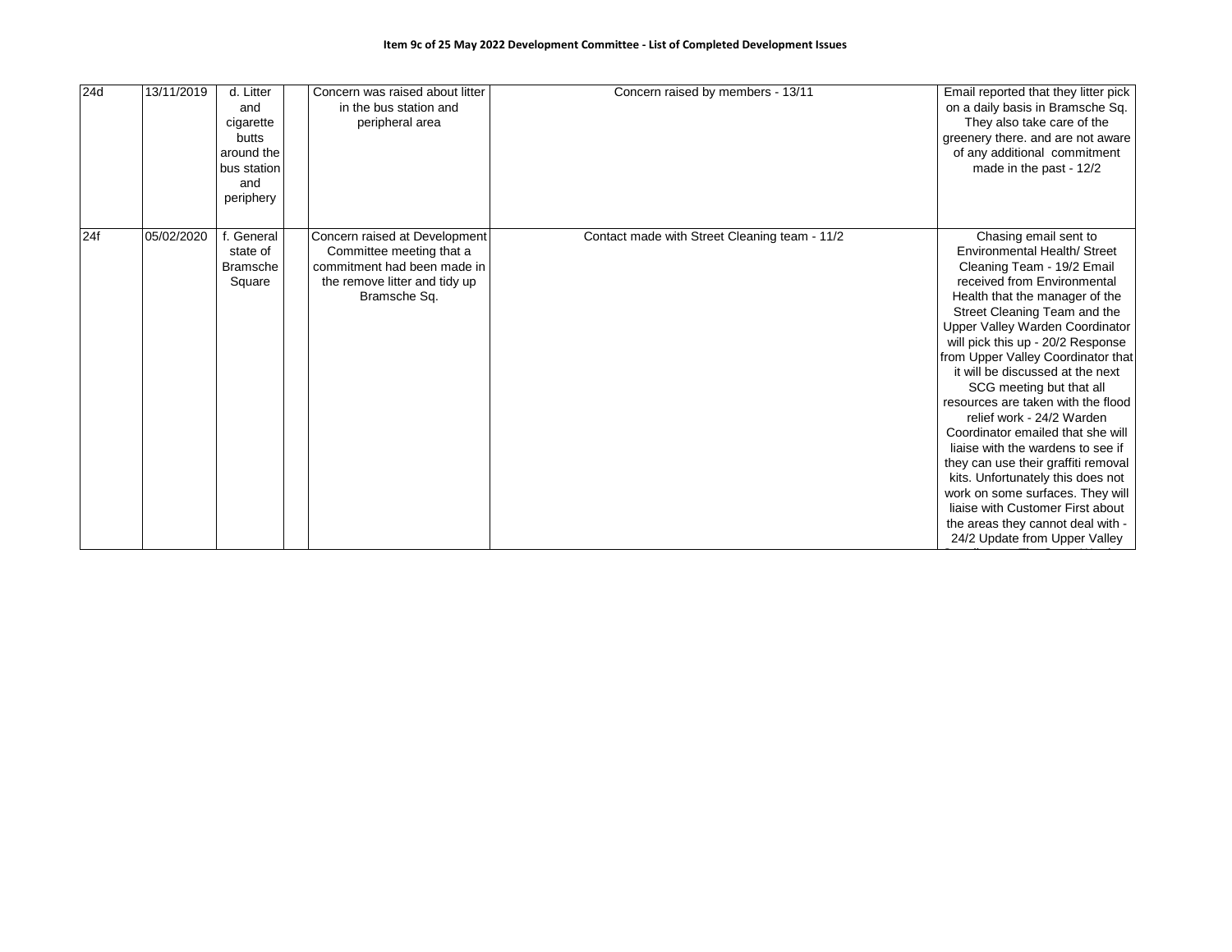**Item 9c of 25 May 2022 Development Committee - List of Completed Development Issues**

| | | | | | | |
|---|---|---|---|---|---|---|
| 24d | 13/11/2019 | d. Litter and cigarette butts around the bus station and periphery | | Concern was raised about litter in the bus station and peripheral area | Concern raised by members - 13/11 | Email reported that they litter pick on a daily basis in Bramsche Sq. They also take care of the greenery there. and are not aware of any additional commitment made in the past - 12/2 |
| 24f | 05/02/2020 | f. General state of Bramsche Square | | Concern raised at Development Committee meeting that a commitment had been made in the remove litter and tidy up Bramsche Sq. | Contact made with Street Cleaning team - 11/2 | Chasing email sent to Environmental Health/ Street Cleaning Team - 19/2 Email received from Environmental Health that the manager of the Street Cleaning Team and the Upper Valley Warden Coordinator will pick this up - 20/2 Response from Upper Valley Coordinator that it will be discussed at the next SCG meeting but that all resources are taken with the flood relief work - 24/2 Warden Coordinator emailed that she will liaise with the wardens to see if they can use their graffiti removal kits. Unfortunately this does not work on some surfaces. They will liaise with Customer First about the areas they cannot deal with - 24/2 Update from Upper Valley |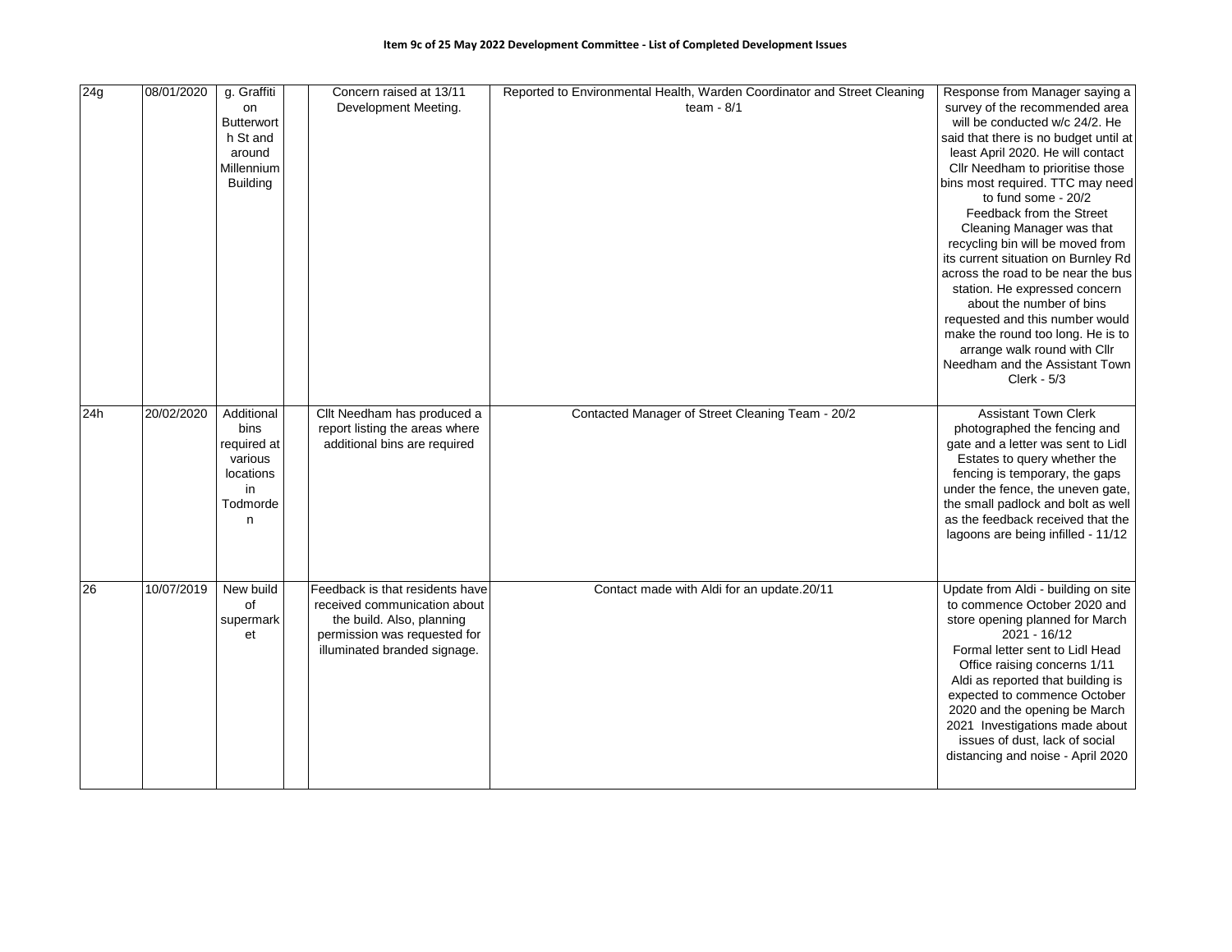**Item 9c of 25 May 2022 Development Committee - List of Completed Development Issues**

| | | | | | | |
|---|---|---|---|---|---|---|
| 24g | 08/01/2020 | g. Graffiti on Butterworth St and around Millennium Building | | Concern raised at 13/11 Development Meeting. | Reported to Environmental Health, Warden Coordinator and Street Cleaning team - 8/1 | Response from Manager saying a survey of the recommended area will be conducted w/c 24/2. He said that there is no budget until at least April 2020. He will contact Cllr Needham to prioritise those bins most required. TTC may need to fund some - 20/2 Feedback from the Street Cleaning Manager was that recycling bin will be moved from its current situation on Burnley Rd across the road to be near the bus station. He expressed concern about the number of bins requested and this number would make the round too long. He is to arrange walk round with Cllr Needham and the Assistant Town Clerk - 5/3 |
| 24h | 20/02/2020 | Additional bins required at various locations in Todmorden | | Cllt Needham has produced a report listing the areas where additional bins are required | Contacted Manager of Street Cleaning Team - 20/2 | Assistant Town Clerk photographed the fencing and gate and a letter was sent to Lidl Estates to query whether the fencing is temporary, the gaps under the fence, the uneven gate, the small padlock and bolt as well as the feedback received that the lagoons are being infilled - 11/12 |
| 26 | 10/07/2019 | New build of supermarket | | Feedback is that residents have received communication about the build. Also, planning permission was requested for illuminated branded signage. | Contact made with Aldi for an update.20/11 | Update from Aldi - building on site to commence October 2020 and store opening planned for March 2021 - 16/12 Formal letter sent to Lidl Head Office raising concerns 1/11 Aldi as reported that building is expected to commence October 2020 and the opening be March 2021 Investigations made about issues of dust, lack of social distancing and noise - April 2020 |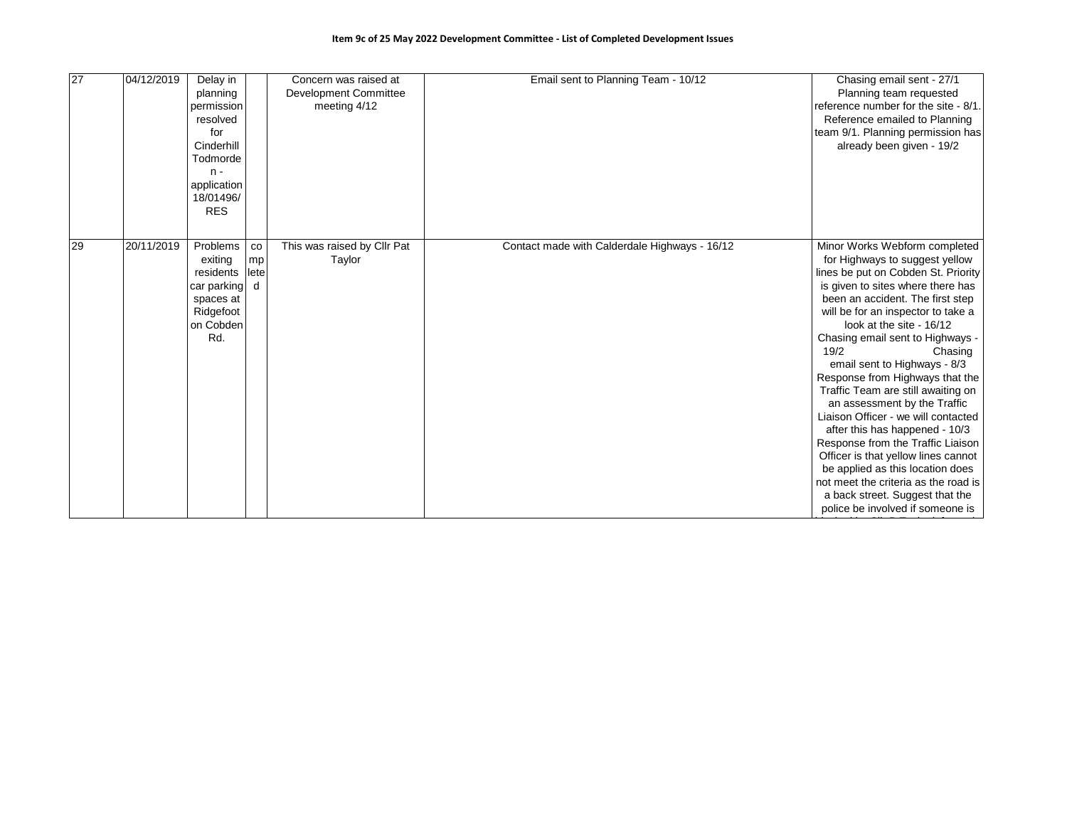**Item 9c of 25 May 2022 Development Committee - List of Completed Development Issues**

| | | | | | | |
|---|---|---|---|---|---|---|
| 27 | 04/12/2019 | Delay in planning permission resolved for Cinderhill Todmorden - application 18/01496/RES | | Concern was raised at Development Committee meeting 4/12 | Email sent to Planning Team - 10/12 | Chasing email sent - 27/1 Planning team requested reference number for the site - 8/1. Reference emailed to Planning team 9/1. Planning permission has already been given - 19/2 |
| 29 | 20/11/2019 | Problems exiting residents car parking spaces at Ridgefoot on Cobden Rd. | completed | This was raised by Cllr Pat Taylor | Contact made with Calderdale Highways - 16/12 | Minor Works Webform completed for Highways to suggest yellow lines be put on Cobden St. Priority is given to sites where there has been an accident. The first step will be for an inspector to take a look at the site - 16/12 Chasing email sent to Highways - 19/2 Chasing email sent to Highways - 8/3 Response from Highways that the Traffic Team are still awaiting on an assessment by the Traffic Liaison Officer - we will contacted after this has happened - 10/3 Response from the Traffic Liaison Officer is that yellow lines cannot be applied as this location does not meet the criteria as the road is a back street. Suggest that the police be involved if someone is |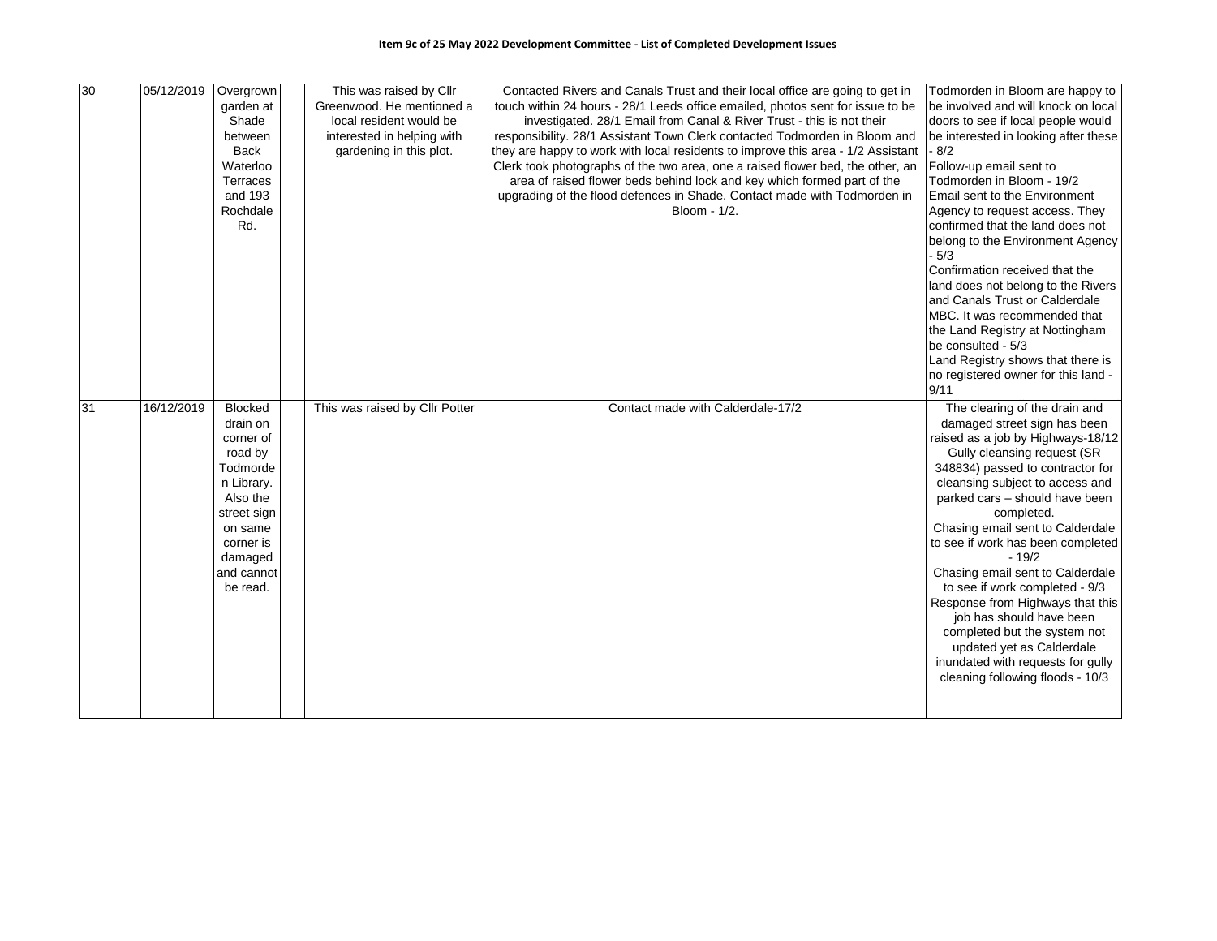**Item 9c of 25 May 2022 Development Committee - List of Completed Development Issues**

| | | | | | | |
|---|---|---|---|---|---|---|
| 30 | 05/12/2019 | Overgrown garden at Shade between Back Waterloo Terraces and 193 Rochdale Rd. | | This was raised by Cllr Greenwood. He mentioned a local resident would be interested in helping with gardening in this plot. | Contacted Rivers and Canals Trust and their local office are going to get in touch within 24 hours - 28/1 Leeds office emailed, photos sent for issue to be investigated. 28/1 Email from Canal & River Trust - this is not their responsibility. 28/1 Assistant Town Clerk contacted Todmorden in Bloom and they are happy to work with local residents to improve this area - 1/2 Assistant Clerk took photographs of the two area, one a raised flower bed, the other, an area of raised flower beds behind lock and key which formed part of the upgrading of the flood defences in Shade. Contact made with Todmorden in Bloom - 1/2. | Todmorden in Bloom are happy to be involved and will knock on local doors to see if local people would be interested in looking after these - 8/2<br>Follow-up email sent to Todmorden in Bloom - 19/2<br>Email sent to the Environment Agency to request access. They confirmed that the land does not belong to the Environment Agency - 5/3<br>Confirmation received that the land does not belong to the Rivers and Canals Trust or Calderdale MBC. It was recommended that the Land Registry at Nottingham be consulted - 5/3<br>Land Registry shows that there is no registered owner for this land - 9/11 |
| 31 | 16/12/2019 | Blocked drain on corner of road by Todmorden Library. Also the street sign on same corner is damaged and cannot be read. | | This was raised by Cllr Potter | Contact made with Calderdale-17/2 | The clearing of the drain and damaged street sign has been raised as a job by Highways-18/12<br>Gully cleansing request (SR 348834) passed to contractor for cleansing subject to access and parked cars – should have been completed.<br>Chasing email sent to Calderdale to see if work has been completed - 19/2<br>Chasing email sent to Calderdale to see if work completed - 9/3<br>Response from Highways that this job has should have been completed but the system not updated yet as Calderdale inundated with requests for gully cleaning following floods - 10/3 |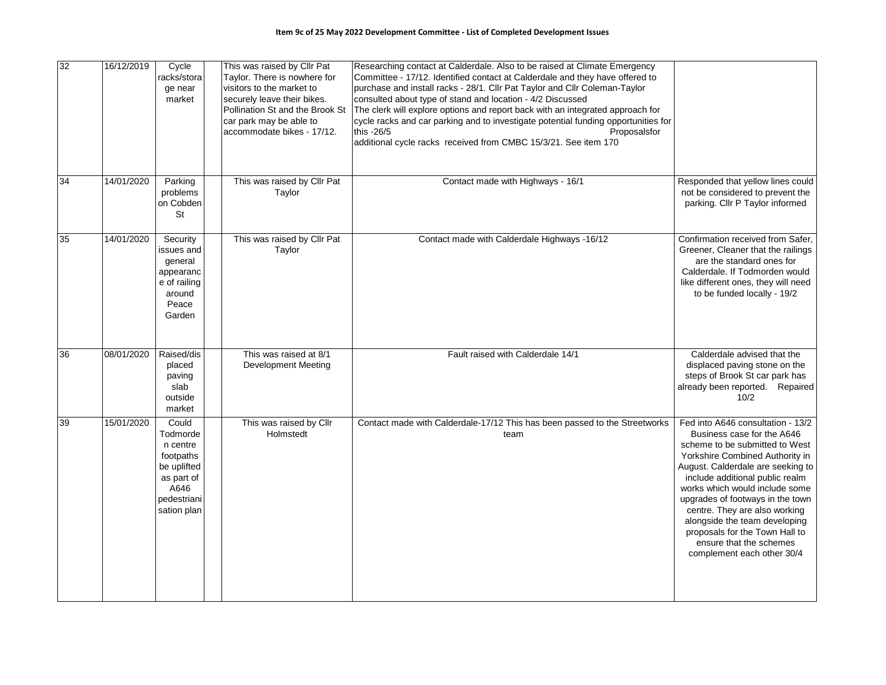**Item 9c of 25 May 2022 Development Committee - List of Completed Development Issues**

| | | | | | | |
|---|---|---|---|---|---|---|
| 32 | 16/12/2019 | Cycle racks/storage near market | | This was raised by Cllr Pat Taylor. There is nowhere for visitors to the market to securely leave their bikes. Pollination St and the Brook St car park may be able to accommodate bikes - 17/12. | Researching contact at Calderdale. Also to be raised at Climate Emergency Committee - 17/12. Identified contact at Calderdale and they have offered to purchase and install racks - 28/1. Cllr Pat Taylor and Cllr Coleman-Taylor consulted about type of stand and location - 4/2 Discussed The clerk will explore options and report back with an integrated approach for cycle racks and car parking and to investigate potential funding opportunities for this -26/5 Proposalsfor additional cycle racks received from CMBC 15/3/21. See item 170 | |
| 34 | 14/01/2020 | Parking problems on Cobden St | | This was raised by Cllr Pat Taylor | Contact made with Highways - 16/1 | Responded that yellow lines could not be considered to prevent the parking. Cllr P Taylor informed |
| 35 | 14/01/2020 | Security issues and general appearance of railing around Peace Garden | | This was raised by Cllr Pat Taylor | Contact made with Calderdale Highways -16/12 | Confirmation received from Safer, Greener, Cleaner that the railings are the standard ones for Calderdale. If Todmorden would like different ones, they will need to be funded locally - 19/2 |
| 36 | 08/01/2020 | Raised/displaced paving slab outside market | | This was raised at 8/1 Development Meeting | Fault raised with Calderdale 14/1 | Calderdale advised that the displaced paving stone on the steps of Brook St car park has already been reported. Repaired 10/2 |
| 39 | 15/01/2020 | Could Todmorden centre footpaths be uplifted as part of A646 pedestrianisation plan | | This was raised by Cllr Holmstedt | Contact made with Calderdale-17/12 This has been passed to the Streetworks team | Fed into A646 consultation - 13/2 Business case for the A646 scheme to be submitted to West Yorkshire Combined Authority in August. Calderdale are seeking to include additional public realm works which would include some upgrades of footways in the town centre. They are also working alongside the team developing proposals for the Town Hall to ensure that the schemes complement each other 30/4 |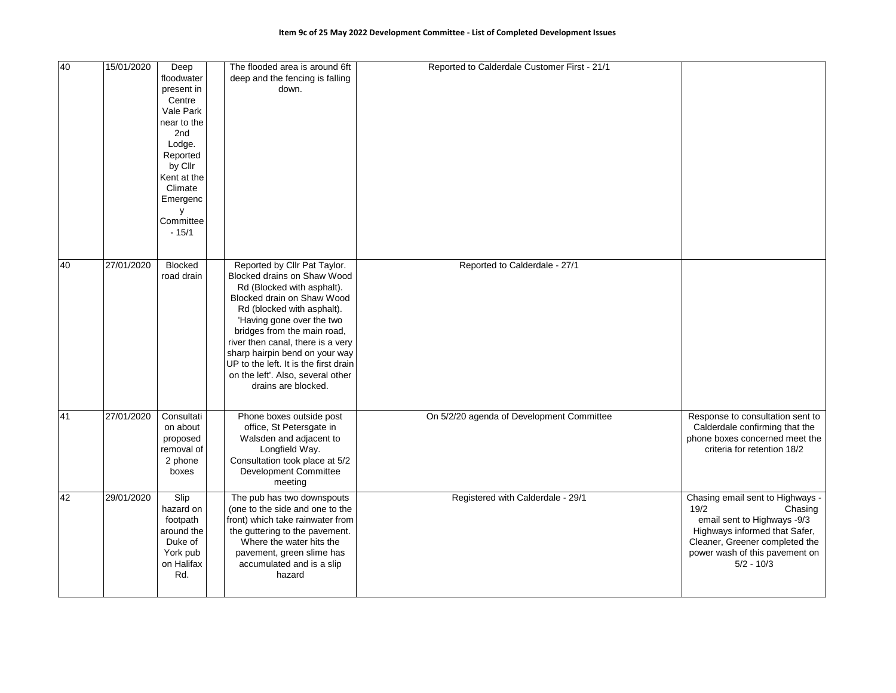**Item 9c of 25 May 2022 Development Committee - List of Completed Development Issues**

| | | | | | | |
|---|---|---|---|---|---|---|
| 40 | 15/01/2020 | Deep floodwater present in Centre Vale Park near to the 2nd Lodge. Reported by Cllr Kent at the Climate Emergency Committee - 15/1 | | The flooded area is around 6ft deep and the fencing is falling down. | Reported to Calderdale Customer First - 21/1 | |
| 40 | 27/01/2020 | Blocked road drain | | Reported by Cllr Pat Taylor. Blocked drains on Shaw Wood Rd (Blocked with asphalt). Blocked drain on Shaw Wood Rd (blocked with asphalt). 'Having gone over the two bridges from the main road, river then canal, there is a very sharp hairpin bend on your way UP to the left. It is the first drain on the left'. Also, several other drains are blocked. | Reported to Calderdale - 27/1 | |
| 41 | 27/01/2020 | Consultation about proposed removal of 2 phone boxes | | Phone boxes outside post office, St Petersgate in Walsden and adjacent to Longfield Way. Consultation took place at 5/2 Development Committee meeting | On 5/2/20 agenda of Development Committee | Response to consultation sent to Calderdale confirming that the phone boxes concerned meet the criteria for retention 18/2 |
| 42 | 29/01/2020 | Slip hazard on footpath around the Duke of York pub on Halifax Rd. | | The pub has two downspouts (one to the side and one to the front) which take rainwater from the guttering to the pavement. Where the water hits the pavement, green slime has accumulated and is a slip hazard | Registered with Calderdale - 29/1 | Chasing email sent to Highways - 19/2 Chasing email sent to Highways -9/3 Highways informed that Safer, Cleaner, Greener completed the power wash of this pavement on 5/2 - 10/3 |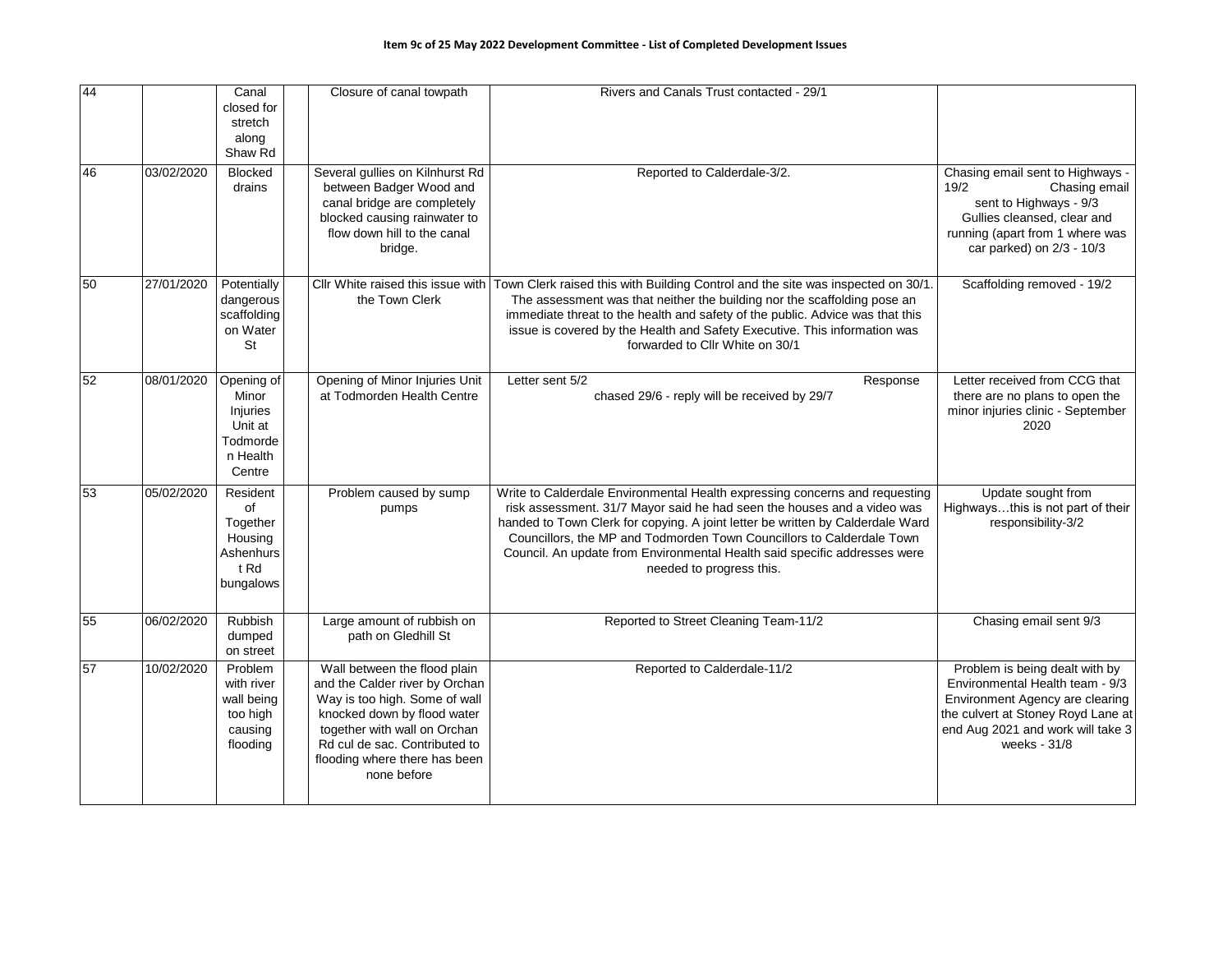**Item 9c of 25 May 2022 Development Committee - List of Completed Development Issues**

| | | | | | | |
|---|---|---|---|---|---|---|
| 44 | | Canal closed for stretch along Shaw Rd | | Closure of canal towpath | Rivers and Canals Trust contacted - 29/1 | |
| 46 | 03/02/2020 | Blocked drains | | Several gullies on Kilnhurst Rd between Badger Wood and canal bridge are completely blocked causing rainwater to flow down hill to the canal bridge. | Reported to Calderdale-3/2. | Chasing email sent to Highways - 19/2 Chasing email sent to Highways - 9/3 Gullies cleansed, clear and running (apart from 1 where was car parked) on 2/3 - 10/3 |
| 50 | 27/01/2020 | Potentially dangerous scaffolding on Water St | | Cllr White raised this issue with the Town Clerk | Town Clerk raised this with Building Control and the site was inspected on 30/1. The assessment was that neither the building nor the scaffolding pose an immediate threat to the health and safety of the public. Advice was that this issue is covered by the Health and Safety Executive. This information was forwarded to Cllr White on 30/1 | Scaffolding removed - 19/2 |
| 52 | 08/01/2020 | Opening of Minor Injuries Unit at Todmorden Health Centre | | Opening of Minor Injuries Unit at Todmorden Health Centre | Letter sent 5/2 Response chased 29/6 - reply will be received by 29/7 | Letter received from CCG that there are no plans to open the minor injuries clinic - September 2020 |
| 53 | 05/02/2020 | Resident of Together Housing Ashenhurst Rd bungalows | | Problem caused by sump pumps | Write to Calderdale Environmental Health expressing concerns and requesting risk assessment. 31/7 Mayor said he had seen the houses and a video was handed to Town Clerk for copying. A joint letter be written by Calderdale Ward Councillors, the MP and Todmorden Town Councillors to Calderdale Town Council. An update from Environmental Health said specific addresses were needed to progress this. | Update sought from Highways…this is not part of their responsibility-3/2 |
| 55 | 06/02/2020 | Rubbish dumped on street | | Large amount of rubbish on path on Gledhill St | Reported to Street Cleaning Team-11/2 | Chasing email sent 9/3 |
| 57 | 10/02/2020 | Problem with river wall being too high causing flooding | | Wall between the flood plain and the Calder river by Orchan Way is too high. Some of wall knocked down by flood water together with wall on Orchan Rd cul de sac. Contributed to flooding where there has been none before | Reported to Calderdale-11/2 | Problem is being dealt with by Environmental Health team - 9/3 Environment Agency are clearing the culvert at Stoney Royd Lane at end Aug 2021 and work will take 3 weeks - 31/8 |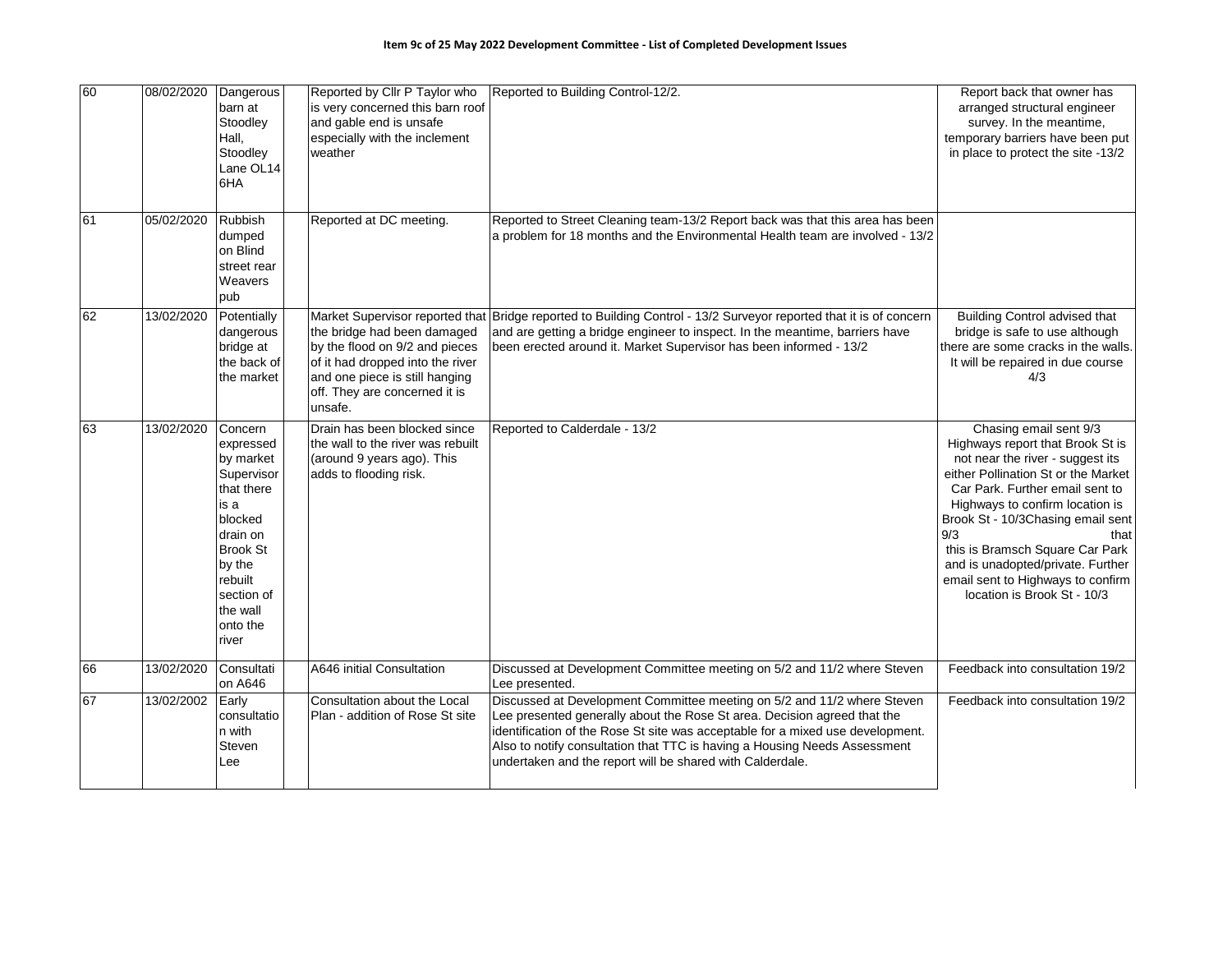**Item 9c of 25 May 2022 Development Committee - List of Completed Development Issues**

| | | | | | | |
|---|---|---|---|---|---|---|
| 60 | 08/02/2020 | Dangerous barn at Stoodley Hall, Stoodley Lane OL14 6HA | | Reported by Cllr P Taylor who is very concerned this barn roof and gable end is unsafe especially with the inclement weather | Reported to Building Control-12/2. | Report back that owner has arranged structural engineer survey. In the meantime, temporary barriers have been put in place to protect the site -13/2 |
| 61 | 05/02/2020 | Rubbish dumped on Blind street rear Weavers pub | | Reported at DC meeting. | Reported to Street Cleaning team-13/2 Report back was that this area has been a problem for 18 months and the Environmental Health team are involved - 13/2 | |
| 62 | 13/02/2020 | Potentially dangerous bridge at the back of the market | | Market Supervisor reported that the bridge had been damaged by the flood on 9/2 and pieces of it had dropped into the river and one piece is still hanging off. They are concerned it is unsafe. | Bridge reported to Building Control - 13/2 Surveyor reported that it is of concern and are getting a bridge engineer to inspect. In the meantime, barriers have been erected around it. Market Supervisor has been informed - 13/2 | Building Control advised that bridge is safe to use although there are some cracks in the walls. It will be repaired in due course 4/3 |
| 63 | 13/02/2020 | Concern expressed by market Supervisor that there is a blocked drain on Brook St by the rebuilt section of the wall onto the river | | Drain has been blocked since the wall to the river was rebuilt (around 9 years ago). This adds to flooding risk. | Reported to Calderdale - 13/2 | Chasing email sent 9/3 Highways report that Brook St is not near the river - suggest its either Pollination St or the Market Car Park. Further email sent to Highways to confirm location is Brook St - 10/3Chasing email sent 9/3 that this is Bramsch Square Car Park and is unadopted/private. Further email sent to Highways to confirm location is Brook St - 10/3 |
| 66 | 13/02/2020 | Consultation A646 | | A646 initial Consultation | Discussed at Development Committee meeting on 5/2 and 11/2 where Steven Lee presented. | Feedback into consultation 19/2 |
| 67 | 13/02/2002 | Early consultation with Steven Lee | | Consultation about the Local Plan - addition of Rose St site | Discussed at Development Committee meeting on 5/2 and 11/2 where Steven Lee presented generally about the Rose St area. Decision agreed that the identification of the Rose St site was acceptable for a mixed use development. Also to notify consultation that TTC is having a Housing Needs Assessment undertaken and the report will be shared with Calderdale. | Feedback into consultation 19/2 |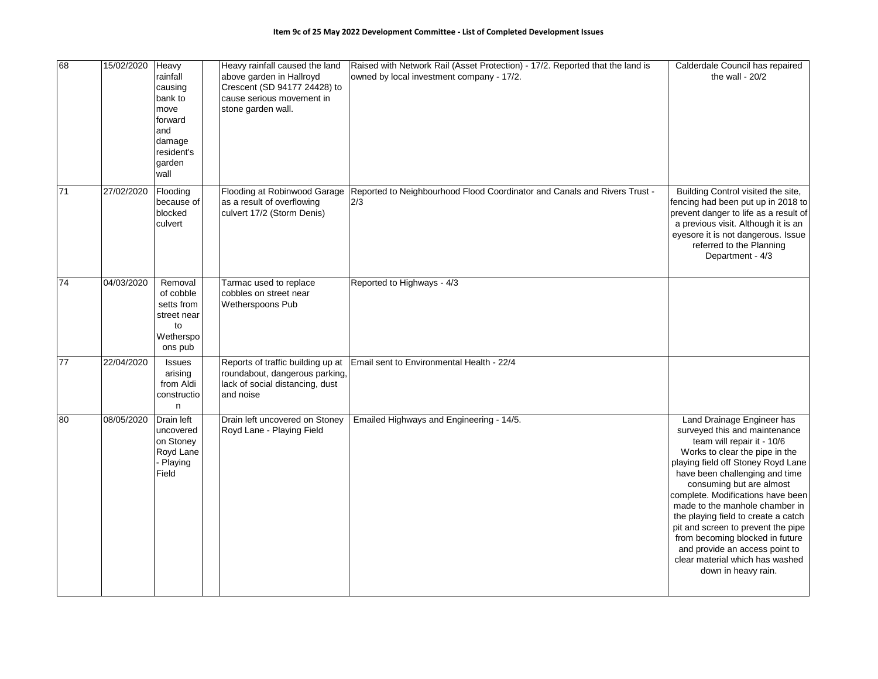**Item 9c of 25 May 2022 Development Committee - List of Completed Development Issues**

| | | | | | | |
|---|---|---|---|---|---|---|
| 68 | 15/02/2020 | Heavy rainfall causing bank to move forward and damage resident's garden wall | | Heavy rainfall caused the land above garden in Hallroyd Crescent (SD 94177 24428) to cause serious movement in stone garden wall. | Raised with Network Rail (Asset Protection) - 17/2. Reported that the land is owned by local investment company - 17/2. | Calderdale Council has repaired the wall - 20/2 |
| 71 | 27/02/2020 | Flooding because of blocked culvert | | Flooding at Robinwood Garage as a result of overflowing culvert 17/2 (Storm Denis) | Reported to Neighbourhood Flood Coordinator and Canals and Rivers Trust - 2/3 | Building Control visited the site, fencing had been put up in 2018 to prevent danger to life as a result of a previous visit. Although it is an eyesore it is not dangerous. Issue referred to the Planning Department - 4/3 |
| 74 | 04/03/2020 | Removal of cobble setts from street near to Wetherspoons pub | | Tarmac used to replace cobbles on street near Wetherspoons Pub | Reported to Highways - 4/3 | |
| 77 | 22/04/2020 | Issues arising from Aldi construction | | Reports of traffic building up at roundabout, dangerous parking, lack of social distancing, dust and noise | Email sent to Environmental Health - 22/4 | |
| 80 | 08/05/2020 | Drain left uncovered on Stoney Royd Lane - Playing Field | | Drain left uncovered on Stoney Royd Lane - Playing Field | Emailed Highways and Engineering - 14/5. | Land Drainage Engineer has surveyed this and maintenance team will repair it - 10/6 Works to clear the pipe in the playing field off Stoney Royd Lane have been challenging and time consuming but are almost complete. Modifications have been made to the manhole chamber in the playing field to create a catch pit and screen to prevent the pipe from becoming blocked in future and provide an access point to clear material which has washed down in heavy rain. |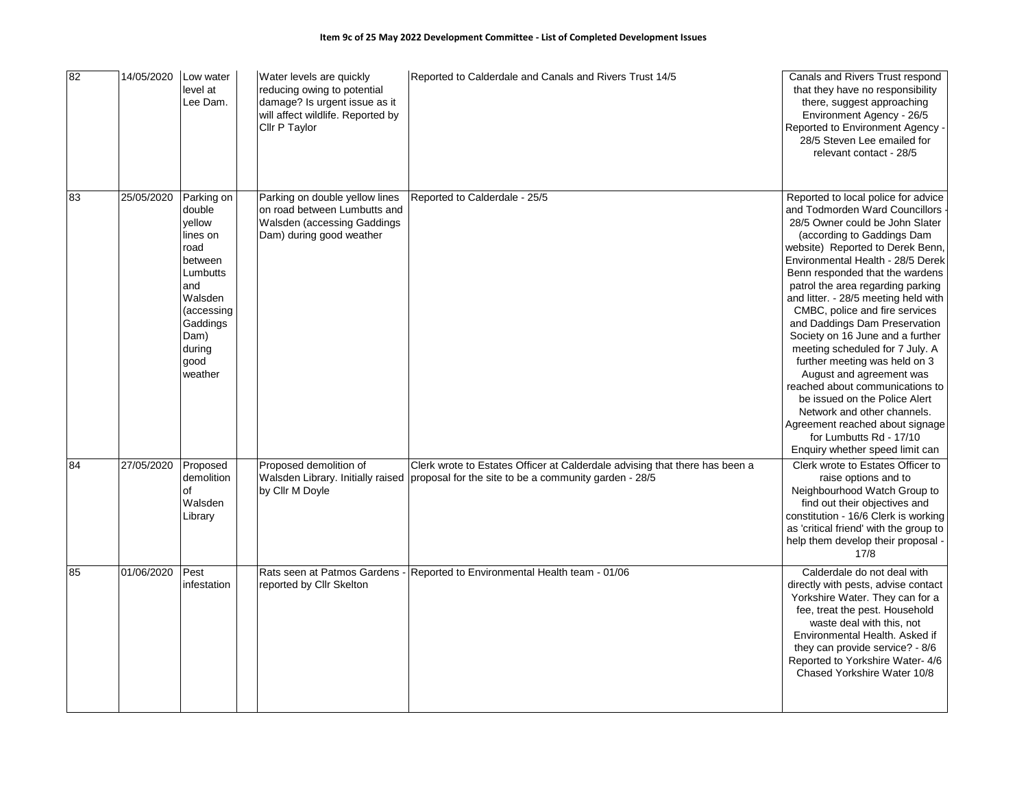**Item 9c of 25 May 2022 Development Committee - List of Completed Development Issues**

| | | | | | | |
|---|---|---|---|---|---|---|
| 82 | 14/05/2020 | Low water level at Lee Dam. | | Water levels are quickly reducing owing to potential damage? Is urgent issue as it will affect wildlife. Reported by Cllr P Taylor | Reported to Calderdale and Canals and Rivers Trust 14/5 | Canals and Rivers Trust respond that they have no responsibility there, suggest approaching Environment Agency - 26/5 Reported to Environment Agency - 28/5 Steven Lee emailed for relevant contact - 28/5 |
| 83 | 25/05/2020 | Parking on double yellow lines on road between Lumbutts and Walsden (accessing Gaddings Dam) during good weather | | Parking on double yellow lines on road between Lumbutts and Walsden (accessing Gaddings Dam) during good weather | Reported to Calderdale - 25/5 | Reported to local police for advice and Todmorden Ward Councillors - 28/5 Owner could be John Slater (according to Gaddings Dam website) Reported to Derek Benn, Environmental Health - 28/5 Derek Benn responded that the wardens patrol the area regarding parking and litter. - 28/5 meeting held with CMBC, police and fire services and Daddings Dam Preservation Society on 16 June and a further meeting scheduled for 7 July. A further meeting was held on 3 August and agreement was reached about communications to be issued on the Police Alert Network and other channels. Agreement reached about signage for Lumbutts Rd - 17/10 Enquiry whether speed limit can |
| 84 | 27/05/2020 | Proposed demolition of Walsden Library | | Proposed demolition of Walsden Library. Initially raised by Cllr M Doyle | Clerk wrote to Estates Officer at Calderdale advising that there has been a proposal for the site to be a community garden - 28/5 | Clerk wrote to Estates Officer to raise options and to Neighbourhood Watch Group to find out their objectives and constitution - 16/6 Clerk is working as 'critical friend' with the group to help them develop their proposal - 17/8 |
| 85 | 01/06/2020 | Pest infestation | | Rats seen at Patmos Gardens - reported by Cllr Skelton | Reported to Environmental Health team - 01/06 | Calderdale do not deal with directly with pests, advise contact Yorkshire Water. They can for a fee, treat the pest. Household waste deal with this, not Environmental Health. Asked if they can provide service? - 8/6 Reported to Yorkshire Water- 4/6 Chased Yorkshire Water 10/8 |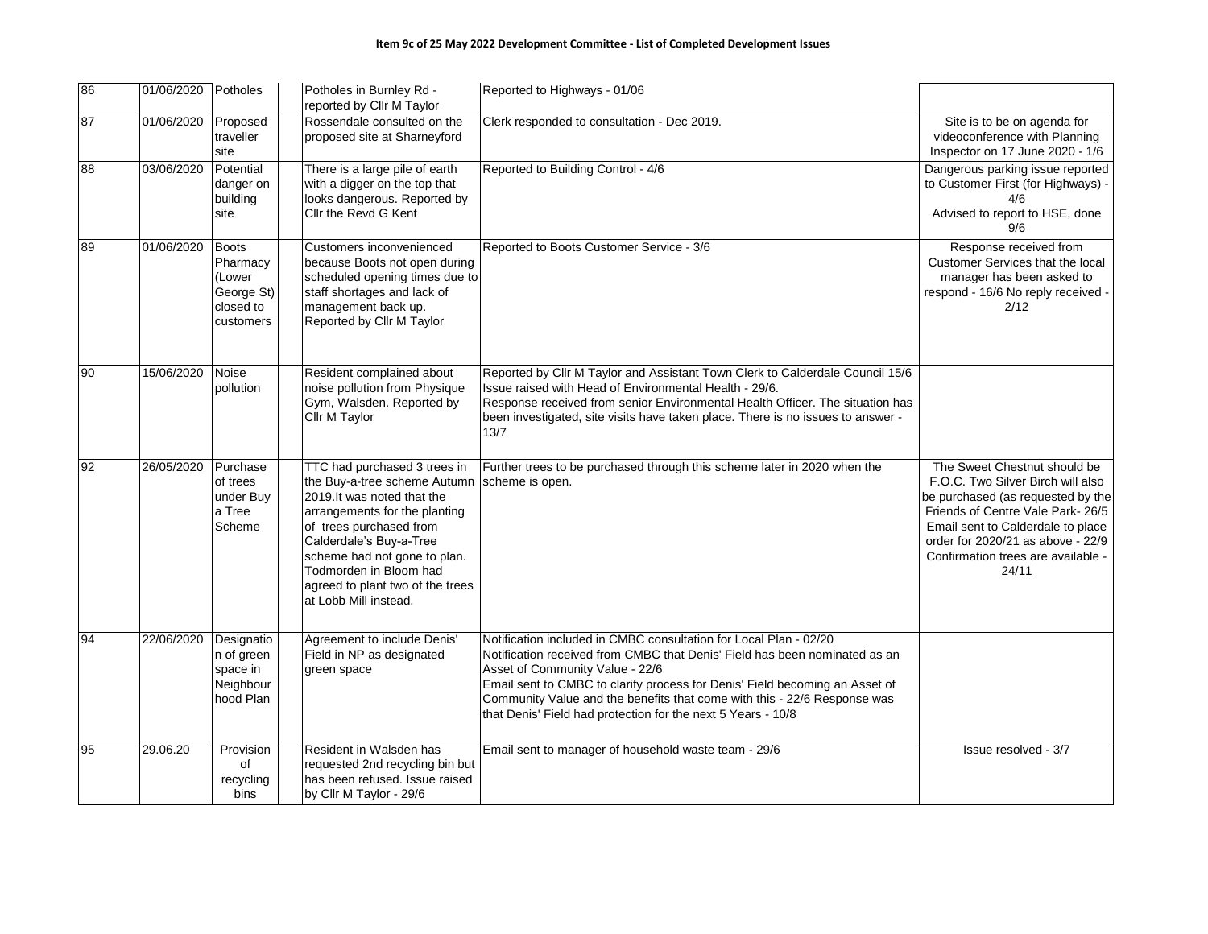**Item 9c of 25 May 2022 Development Committee - List of Completed Development Issues**

| | | | | | | |
|---|---|---|---|---|---|---|
| 86 | 01/06/2020 | Potholes | | Potholes in Burnley Rd - reported by Cllr M Taylor | Reported to Highways - 01/06 | |
| 87 | 01/06/2020 | Proposed traveller site | | Rossendale consulted on the proposed site at Sharneyford | Clerk responded to consultation - Dec 2019. | Site is to be on agenda for videoconference with Planning Inspector on 17 June 2020 - 1/6 |
| 88 | 03/06/2020 | Potential danger on building site | | There is a large pile of earth with a digger on the top that looks dangerous. Reported by Cllr the Revd G Kent | Reported to Building Control - 4/6 | Dangerous parking issue reported to Customer First (for Highways) - 4/6<br>Advised to report to HSE, done 9/6 |
| 89 | 01/06/2020 | Boots Pharmacy (Lower George St) closed to customers | | Customers inconvenienced because Boots not open during scheduled opening times due to staff shortages and lack of management back up. Reported by Cllr M Taylor | Reported to Boots Customer Service - 3/6 | Response received from Customer Services that the local manager has been asked to respond - 16/6 No reply received - 2/12 |
| 90 | 15/06/2020 | Noise pollution | | Resident complained about noise pollution from Physique Gym, Walsden. Reported by Cllr M Taylor | Reported by Cllr M Taylor and Assistant Town Clerk to Calderdale Council 15/6<br>Issue raised with Head of Environmental Health - 29/6.<br>Response received from senior Environmental Health Officer. The situation has been investigated, site visits have taken place. There is no issues to answer - 13/7 | |
| 92 | 26/05/2020 | Purchase of trees under Buy a Tree Scheme | | TTC had purchased 3 trees in the Buy-a-tree scheme Autumn 2019.It was noted that the arrangements for the planting of trees purchased from Calderdale's Buy-a-Tree scheme had not gone to plan. Todmorden in Bloom had agreed to plant two of the trees at Lobb Mill instead. | Further trees to be purchased through this scheme later in 2020 when the scheme is open. | The Sweet Chestnut should be F.O.C. Two Silver Birch will also be purchased (as requested by the Friends of Centre Vale Park- 26/5<br>Email sent to Calderdale to place order for 2020/21 as above - 22/9<br>Confirmation trees are available - 24/11 |
| 94 | 22/06/2020 | Designation of green space in Neighbourhood Plan | | Agreement to include Denis' Field in NP as designated green space | Notification included in CMBC consultation for Local Plan - 02/20<br>Notification received from CMBC that Denis' Field has been nominated as an Asset of Community Value - 22/6<br>Email sent to CMBC to clarify process for Denis' Field becoming an Asset of Community Value and the benefits that come with this - 22/6 Response was that Denis' Field had protection for the next 5 Years - 10/8 | |
| 95 | 29.06.20 | Provision of recycling bins | | Resident in Walsden has requested 2nd recycling bin but has been refused. Issue raised by Cllr M Taylor - 29/6 | Email sent to manager of household waste team - 29/6 | Issue resolved - 3/7 |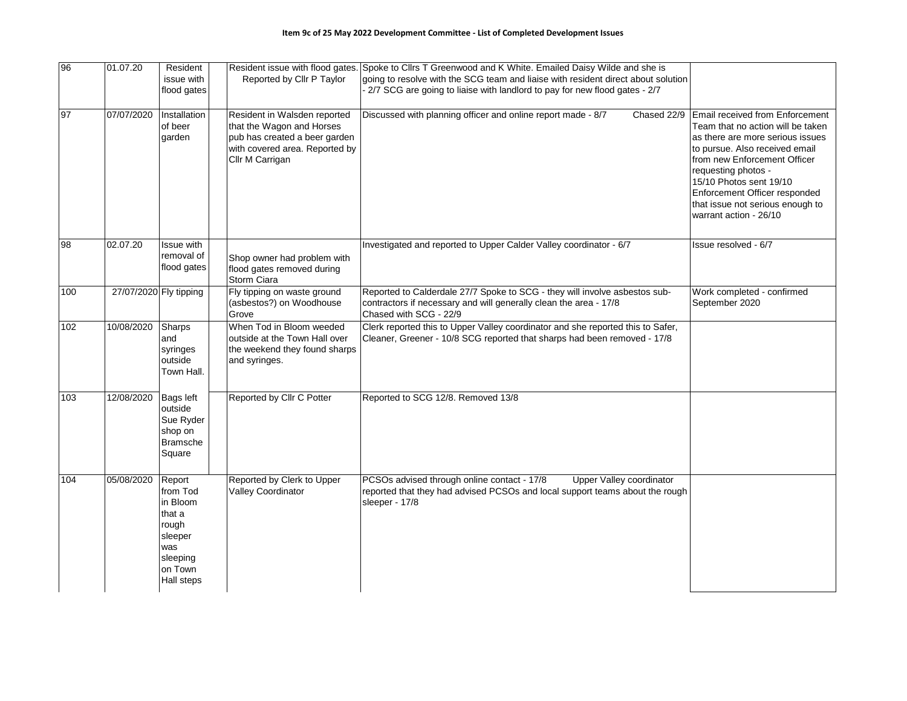**Item 9c of 25 May 2022 Development Committee - List of Completed Development Issues**

| | | | | | | |
|---|---|---|---|---|---|---|
| 96 | 01.07.20 | Resident issue with flood gates | | Resident issue with flood gates. Reported by Cllr P Taylor | Spoke to Cllrs T Greenwood and K White. Emailed Daisy Wilde and she is going to resolve with the SCG team and liaise with resident direct about solution - 2/7 SCG are going to liaise with landlord to pay for new flood gates - 2/7 | |
| 97 | 07/07/2020 | Installation of beer garden | | Resident in Walsden reported that the Wagon and Horses pub has created a beer garden with covered area. Reported by Cllr M Carrigan | Discussed with planning officer and online report made - 8/7 Chased 22/9 | Email received from Enforcement Team that no action will be taken as there are more serious issues to pursue. Also received email from new Enforcement Officer requesting photos - 15/10 Photos sent 19/10 Enforcement Officer responded that issue not serious enough to warrant action - 26/10 |
| 98 | 02.07.20 | Issue with removal of flood gates | | Shop owner had problem with flood gates removed during Storm Ciara | Investigated and reported to Upper Calder Valley coordinator - 6/7 | Issue resolved - 6/7 |
| 100 | 27/07/2020 | Fly tipping | | Fly tipping on waste ground (asbestos?) on Woodhouse Grove | Reported to Calderdale 27/7 Spoke to SCG - they will involve asbestos sub-contractors if necessary and will generally clean the area - 17/8 Chased with SCG - 22/9 | Work completed - confirmed September 2020 |
| 102 | 10/08/2020 | Sharps and syringes outside Town Hall. | | When Tod in Bloom weeded outside at the Town Hall over the weekend they found sharps and syringes. | Clerk reported this to Upper Valley coordinator and she reported this to Safer, Cleaner, Greener - 10/8 SCG reported that sharps had been removed - 17/8 | |
| 103 | 12/08/2020 | Bags left outside Sue Ryder shop on Bramsche Square | | Reported by Cllr C Potter | Reported to SCG 12/8. Removed 13/8 | |
| 104 | 05/08/2020 | Report from Tod in Bloom that a rough sleeper was sleeping on Town Hall steps | | Reported by Clerk to Upper Valley Coordinator | PCSOs advised through online contact - 17/8 Upper Valley coordinator reported that they had advised PCSOs and local support teams about the rough sleeper - 17/8 | |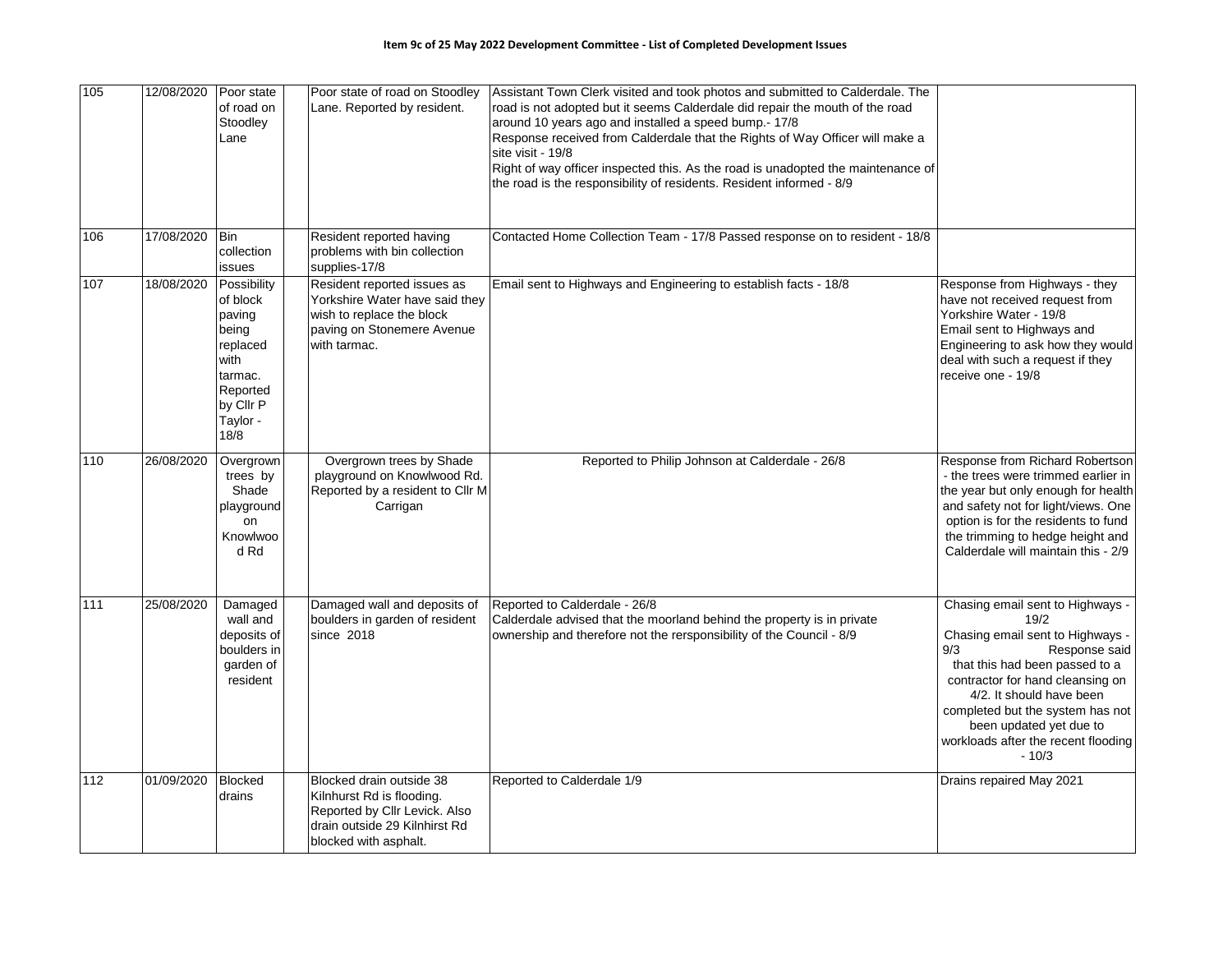**Item 9c of 25 May 2022 Development Committee - List of Completed Development Issues**

| | | | | | | |
|---|---|---|---|---|---|---|
| 105 | 12/08/2020 | Poor state of road on Stoodley Lane | | Poor state of road on Stoodley Lane. Reported by resident. | Assistant Town Clerk visited and took photos and submitted to Calderdale. The road is not adopted but it seems Calderdale did repair the mouth of the road around 10 years ago and installed a speed bump.- 17/8<br>Response received from Calderdale that the Rights of Way Officer will make a site visit - 19/8<br>Right of way officer inspected this. As the road is unadopted the maintenance of the road is the responsibility of residents. Resident informed - 8/9 | |
| 106 | 17/08/2020 | Bin collection issues | | Resident reported having problems with bin collection supplies-17/8 | Contacted Home Collection Team - 17/8 Passed response on to resident - 18/8 | |
| 107 | 18/08/2020 | Possibility of block paving being replaced with tarmac. Reported by Cllr P Taylor - 18/8 | | Resident reported issues as Yorkshire Water have said they wish to replace the block paving on Stonemere Avenue with tarmac. | Email sent to Highways and Engineering to establish facts - 18/8 | Response from Highways - they have not received request from Yorkshire Water - 19/8<br>Email sent to Highways and Engineering to ask how they would deal with such a request if they receive one - 19/8 |
| 110 | 26/08/2020 | Overgrown trees by Shade playground on Knowlwood Rd | | Overgrown trees by Shade playground on Knowlwood Rd. Reported by a resident to Cllr M Carrigan | Reported to Philip Johnson at Calderdale - 26/8 | Response from Richard Robertson - the trees were trimmed earlier in the year but only enough for health and safety not for light/views. One option is for the residents to fund the trimming to hedge height and Calderdale will maintain this - 2/9 |
| 111 | 25/08/2020 | Damaged wall and deposits of boulders in garden of resident | | Damaged wall and deposits of boulders in garden of resident since 2018 | Reported to Calderdale - 26/8<br>Calderdale advised that the moorland behind the property is in private ownership and therefore not the rersponsibility of the Council - 8/9 | Chasing email sent to Highways - 19/2<br>Chasing email sent to Highways - 9/3 Response said that this had been passed to a contractor for hand cleansing on 4/2. It should have been completed but the system has not been updated yet due to workloads after the recent flooding - 10/3 |
| 112 | 01/09/2020 | Blocked drains | | Blocked drain outside 38 Kilnhurst Rd is flooding. Reported by Cllr Levick. Also drain outside 29 Kilnhirst Rd blocked with asphalt. | Reported to Calderdale 1/9 | Drains repaired May 2021 |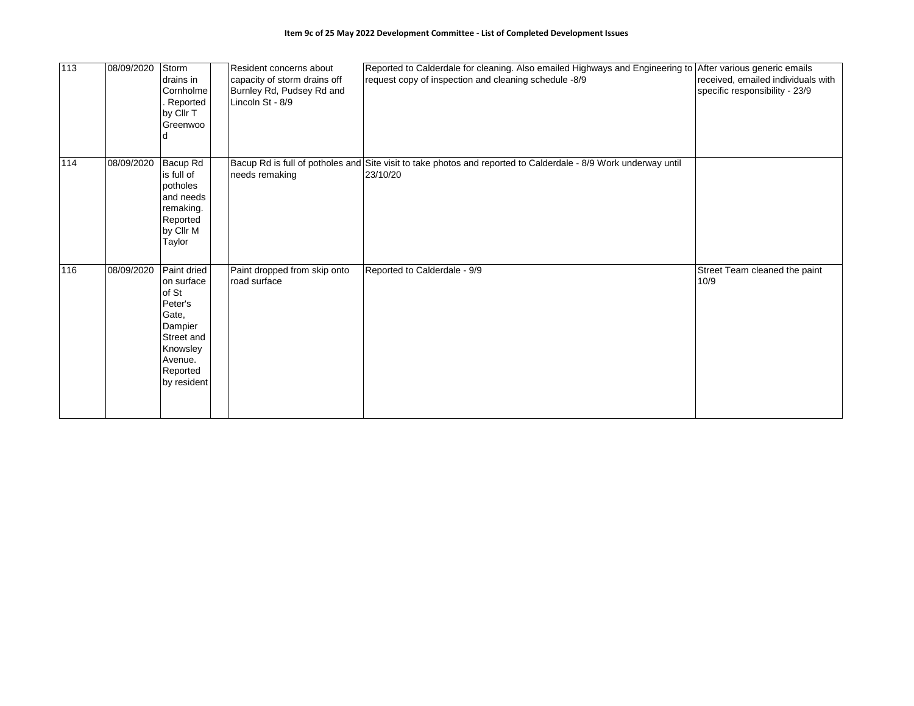**Item 9c of 25 May 2022 Development Committee - List of Completed Development Issues**

| | | | | | | |
|---|---|---|---|---|---|---|
| 113 | 08/09/2020 | Storm drains in Cornholme. Reported by Cllr T Greenwood | | Resident concerns about capacity of storm drains off Burnley Rd, Pudsey Rd and Lincoln St - 8/9 | Reported to Calderdale for cleaning. Also emailed Highways and Engineering to request copy of inspection and cleaning schedule -8/9 | After various generic emails received, emailed individuals with specific responsibility - 23/9 |
| 114 | 08/09/2020 | Bacup Rd is full of potholes and needs remaking. Reported by Cllr M Taylor | | Bacup Rd is full of potholes and needs remaking | Site visit to take photos and reported to Calderdale - 8/9 Work underway until 23/10/20 | |
| 116 | 08/09/2020 | Paint dried on surface of St Peter's Gate, Dampier Street and Knowsley Avenue. Reported by resident | | Paint dropped from skip onto road surface | Reported to Calderdale - 9/9 | Street Team cleaned the paint 10/9 |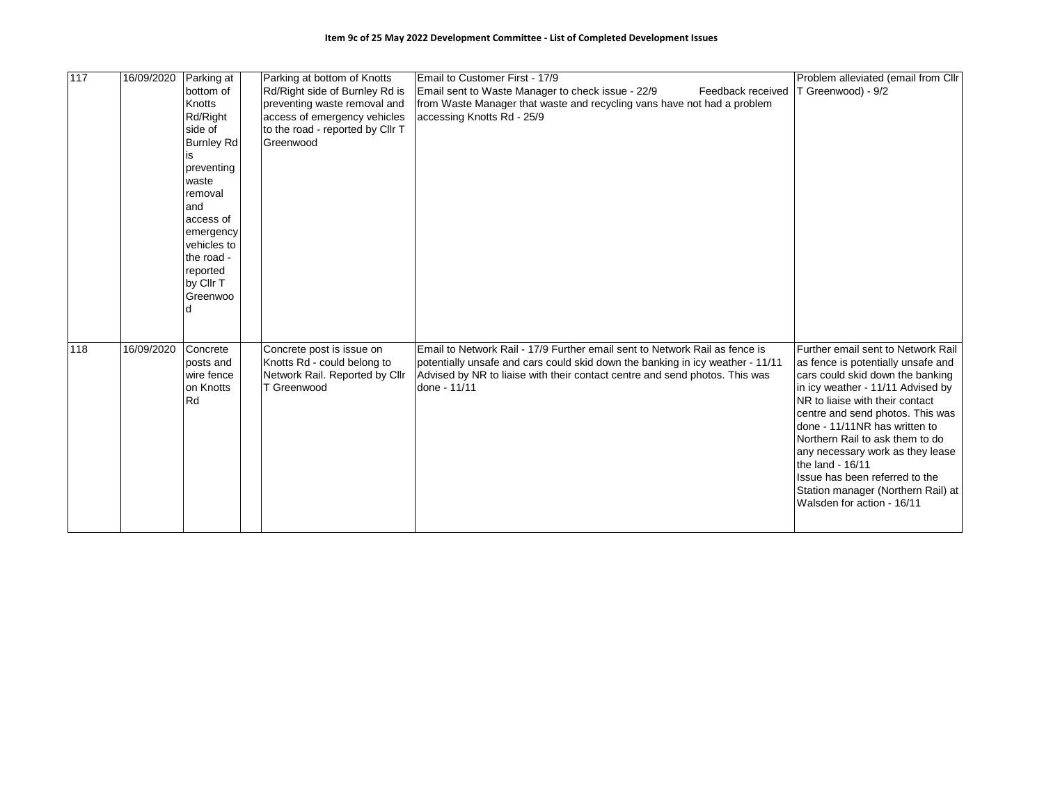**Item 9c of 25 May 2022 Development Committee - List of Completed Development Issues**

| | | | | | | |
|---|---|---|---|---|---|---|
| 117 | 16/09/2020 | Parking at bottom of Knotts Rd/Right side of Burnley Rd is preventing waste removal and access of emergency vehicles to the road - reported by Cllr T Greenwood | | Parking at bottom of Knotts Rd/Right side of Burnley Rd is preventing waste removal and access of emergency vehicles to the road - reported by Cllr T Greenwood | Email to Customer First - 17/9<br>Email sent to Waste Manager to check issue - 22/9 Feedback received from Waste Manager that waste and recycling vans have not had a problem accessing Knotts Rd - 25/9 | Problem alleviated (email from Cllr T Greenwood) - 9/2 |
| 118 | 16/09/2020 | Concrete posts and wire fence on Knotts Rd | | Concrete post is issue on Knotts Rd - could belong to Network Rail. Reported by Cllr T Greenwood | Email to Network Rail - 17/9 Further email sent to Network Rail as fence is potentially unsafe and cars could skid down the banking in icy weather - 11/11 Advised by NR to liaise with their contact centre and send photos. This was done - 11/11 | Further email sent to Network Rail as fence is potentially unsafe and cars could skid down the banking in icy weather - 11/11 Advised by NR to liaise with their contact centre and send photos. This was done - 11/11NR has written to Northern Rail to ask them to do any necessary work as they lease the land - 16/11<br>Issue has been referred to the Station manager (Northern Rail) at Walsden for action - 16/11 |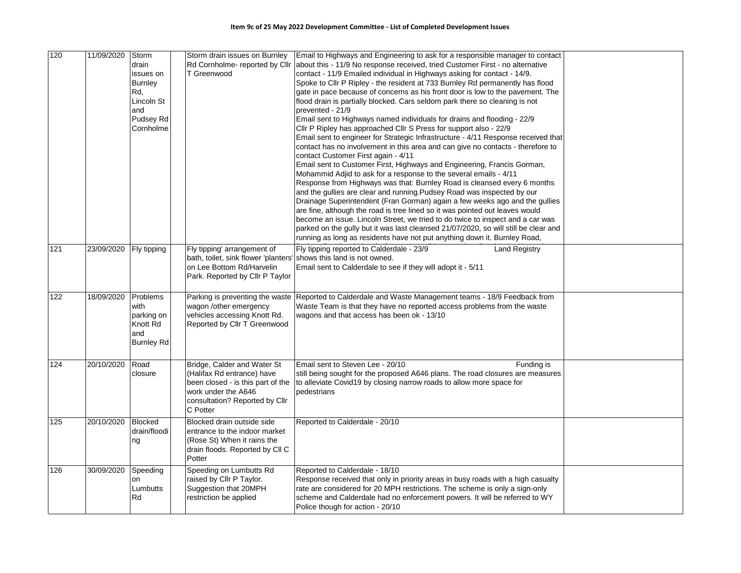**Item 9c of 25 May 2022 Development Committee - List of Completed Development Issues**

| | | | | | | |
|---|---|---|---|---|---|---|
| 120 | 11/09/2020 | Storm drain issues on Burnley Rd, Lincoln St and Pudsey Rd Cornholme | | Storm drain issues on Burnley Rd Cornholme- reported by Cllr T Greenwood | Email to Highways and Engineering to ask for a responsible manager to contact about this - 11/9 No response received, tried Customer First - no alternative contact - 11/9 Emailed individual in Highways asking for contact - 14/9. Spoke to Cllr P Ripley - the resident at 733 Burnley Rd permanently has flood gate in pace because of concerns as his front door is low to the pavement. The flood drain is partially blocked. Cars seldom park there so cleaning is not prevented - 21/9 Email sent to Highways named individuals for drains and flooding - 22/9 Cllr P Ripley has approached Cllr S Press for support also - 22/9 Email sent to engineer for Strategic Infrastructure - 4/11 Response received that contact has no involvement in this area and can give no contacts - therefore to contact Customer First again - 4/11 Email sent to Customer First, Highways and Engineering, Francis Gorman, Mohammid Adjid to ask for a response to the several emails - 4/11 Response from Highways was that: Burnley Road is cleansed every 6 months and the gullies are clear and running.Pudsey Road was inspected by our Drainage Superintendent (Fran Gorman) again a few weeks ago and the gullies are fine, although the road is tree lined so it was pointed out leaves would become an issue. Lincoln Street, we tried to do twice to inspect and a car was parked on the gully but it was last cleansed 21/07/2020, so will still be clear and running as long as residents have not put anything down it. Burnley Road, | |
| 121 | 23/09/2020 | Fly tipping | | Fly tipping' arrangement of bath, toilet, sink flower 'planters' on Lee Bottom Rd/Harvelin Park. Reported by Cllr P Taylor | Fly tipping reported to Calderdale - 23/9 Land Registry shows this land is not owned. Email sent to Calderdale to see if they will adopt it - 5/11 | |
| 122 | 18/09/2020 | Problems with parking on Knott Rd and Burnley Rd | | Parking is preventing the waste wagon /other emergency vehicles accessing Knott Rd. Reported by Cllr T Greenwood | Reported to Calderdale and Waste Management teams - 18/9 Feedback from Waste Team is that they have no reported access problems from the waste wagons and that access has been ok - 13/10 | |
| 124 | 20/10/2020 | Road closure | | Bridge, Calder and Water St (Halifax Rd entrance) have been closed - is this part of the work under the A646 consultation? Reported by Cllr C Potter | Email sent to Steven Lee - 20/10 Funding is still being sought for the proposed A646 plans. The road closures are measures to alleviate Covid19 by closing narrow roads to allow more space for pedestrians | |
| 125 | 20/10/2020 | Blocked drain/flooding | | Blocked drain outside side entrance to the indoor market (Rose St) When it rains the drain floods. Reported by Cll C Potter | Reported to Calderdale - 20/10 | |
| 126 | 30/09/2020 | Speeding on Lumbutts Rd | | Speeding on Lumbutts Rd raised by Cllr P Taylor. Suggestion that 20MPH restriction be applied | Reported to Calderdale - 18/10 Response received that only in priority areas in busy roads with a high casualty rate are considered for 20 MPH restrictions. The scheme is only a sign-only scheme and Calderdale had no enforcement powers. It will be referred to WY Police though for action - 20/10 | |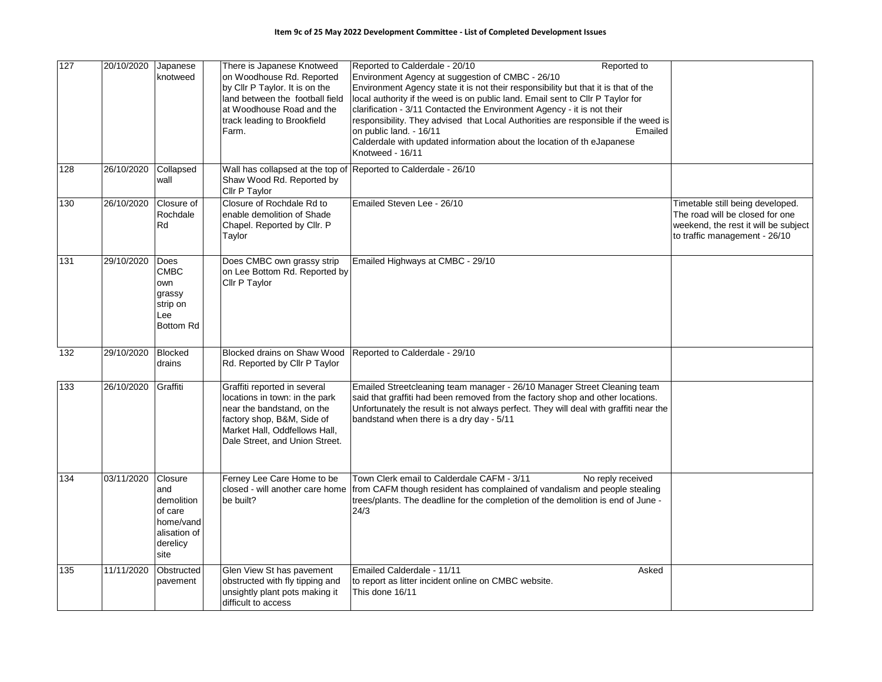**Item 9c of 25 May 2022 Development Committee - List of Completed Development Issues**

| | | | | | | |
|---|---|---|---|---|---|---|
| 127 | 20/10/2020 | Japanese knotweed | | There is Japanese Knotweed on Woodhouse Rd. Reported by Cllr P Taylor. It is on the land between the football field at Woodhouse Road and the track leading to Brookfield Farm. | Reported to Calderdale - 20/10 Reported to Environment Agency at suggestion of CMBC - 26/10 Environment Agency state it is not their responsibility but that it is that of the local authority if the weed is on public land. Email sent to Cllr P Taylor for clarification - 3/11 Contacted the Environment Agency - it is not their responsibility. They advised that Local Authorities are responsible if the weed is on public land. - 16/11 Emailed Calderdale with updated information about the location of th eJapanese Knotweed - 16/11 | |
| 128 | 26/10/2020 | Collapsed wall | | Wall has collapsed at the top of Shaw Wood Rd. Reported by Cllr P Taylor | Reported to Calderdale - 26/10 | |
| 130 | 26/10/2020 | Closure of Rochdale Rd | | Closure of Rochdale Rd to enable demolition of Shade Chapel. Reported by Cllr. P Taylor | Emailed Steven Lee - 26/10 | Timetable still being developed. The road will be closed for one weekend, the rest it will be subject to traffic management - 26/10 |
| 131 | 29/10/2020 | Does CMBC own grassy strip on Lee Bottom Rd | | Does CMBC own grassy strip on Lee Bottom Rd. Reported by Cllr P Taylor | Emailed Highways at CMBC - 29/10 | |
| 132 | 29/10/2020 | Blocked drains | | Blocked drains on Shaw Wood Rd. Reported by Cllr P Taylor | Reported to Calderdale - 29/10 | |
| 133 | 26/10/2020 | Graffiti | | Graffiti reported in several locations in town: in the park near the bandstand, on the factory shop, B&M, Side of Market Hall, Oddfellows Hall, Dale Street, and Union Street. | Emailed Streetcleaning team manager - 26/10 Manager Street Cleaning team said that graffiti had been removed from the factory shop and other locations. Unfortunately the result is not always perfect. They will deal with graffiti near the bandstand when there is a dry day - 5/11 | |
| 134 | 03/11/2020 | Closure and demolition of care home/vandalisation of derelicy site | | Ferney Lee Care Home to be closed - will another care home be built? | Town Clerk email to Calderdale CAFM - 3/11 No reply received from CAFM though resident has complained of vandalism and people stealing trees/plants. The deadline for the completion of the demolition is end of June - 24/3 | |
| 135 | 11/11/2020 | Obstructed pavement | | Glen View St has pavement obstructed with fly tipping and unsightly plant pots making it difficult to access | Emailed Calderdale - 11/11 Asked to report as litter incident online on CMBC website. This done 16/11 | |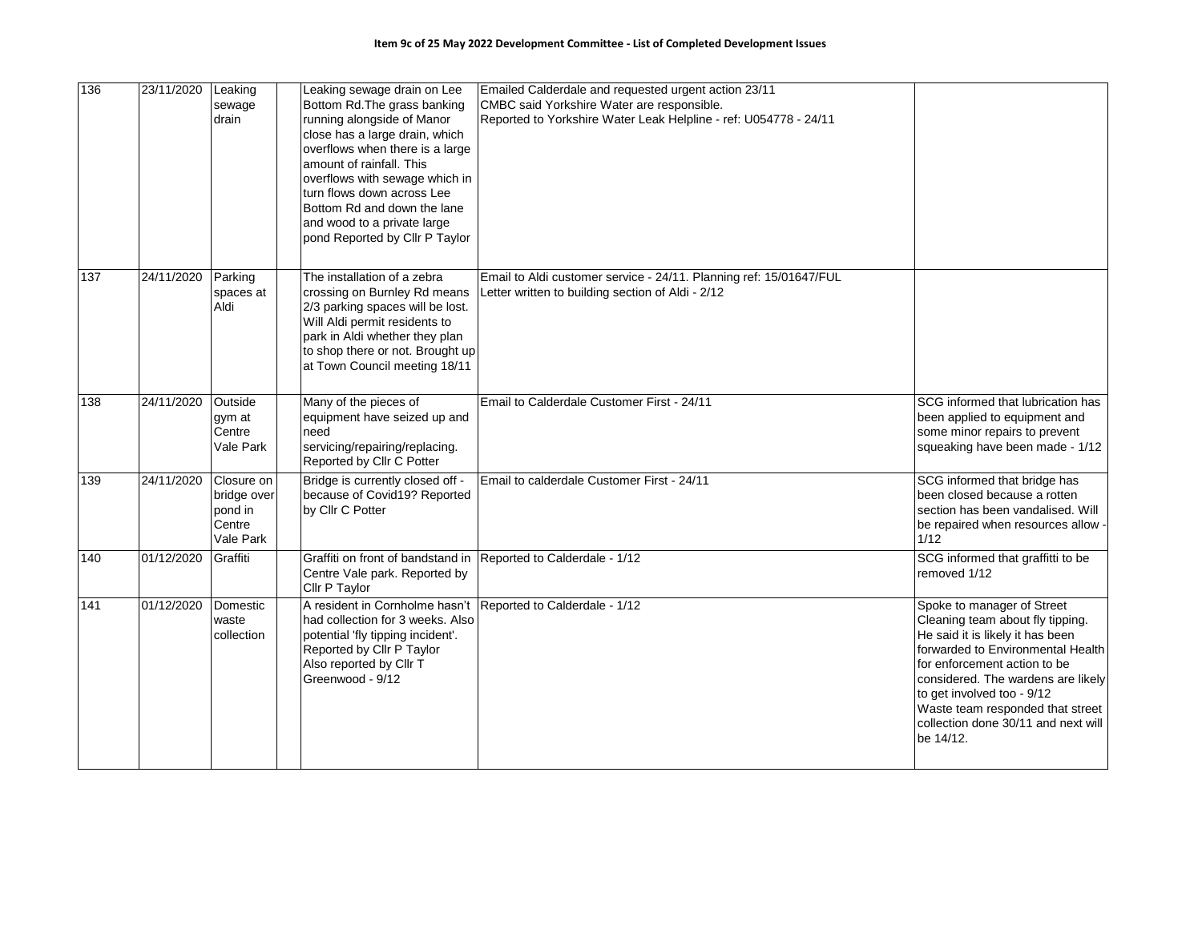**Item 9c of 25 May 2022 Development Committee - List of Completed Development Issues**

| | | | | | | |
|---|---|---|---|---|---|---|
| 136 | 23/11/2020 | Leaking sewage drain | | Leaking sewage drain on Lee Bottom Rd.The grass banking running alongside of Manor close has a large drain, which overflows when there is a large amount of rainfall. This overflows with sewage which in turn flows down across Lee Bottom Rd and down the lane and wood to a private large pond Reported by Cllr P Taylor | Emailed Calderdale and requested urgent action 23/11<br>CMBC said Yorkshire Water are responsible.<br>Reported to Yorkshire Water Leak Helpline - ref: U054778 - 24/11 | |
| 137 | 24/11/2020 | Parking spaces at Aldi | | The installation of a zebra crossing on Burnley Rd means 2/3 parking spaces will be lost. Will Aldi permit residents to park in Aldi whether they plan to shop there or not. Brought up at Town Council meeting 18/11 | Email to Aldi customer service - 24/11. Planning ref: 15/01647/FUL<br>Letter written to building section of Aldi - 2/12 | |
| 138 | 24/11/2020 | Outside gym at Centre Vale Park | | Many of the pieces of equipment have seized up and need servicing/repairing/replacing. Reported by Cllr C Potter | Email to Calderdale Customer First - 24/11 | SCG informed that lubrication has been applied to equipment and some minor repairs to prevent squeaking have been made - 1/12 |
| 139 | 24/11/2020 | Closure on bridge over pond in Centre Vale Park | | Bridge is currently closed off - because of Covid19? Reported by Cllr C Potter | Email to calderdale Customer First - 24/11 | SCG informed that bridge has been closed because a rotten section has been vandalised. Will be repaired when resources allow - 1/12 |
| 140 | 01/12/2020 | Graffiti | | Graffiti on front of bandstand in Centre Vale park. Reported by Cllr P Taylor | Reported to Calderdale - 1/12 | SCG informed that graffitti to be removed 1/12 |
| 141 | 01/12/2020 | Domestic waste collection | | A resident in Cornholme hasn't had collection for 3 weeks. Also potential 'fly tipping incident'. Reported by Cllr P Taylor<br>Also reported by Cllr T Greenwood - 9/12 | Reported to Calderdale - 1/12 | Spoke to manager of Street Cleaning team about fly tipping. He said it is likely it has been forwarded to Environmental Health for enforcement action to be considered. The wardens are likely to get involved too - 9/12<br>Waste team responded that street collection done 30/11 and next will be 14/12. |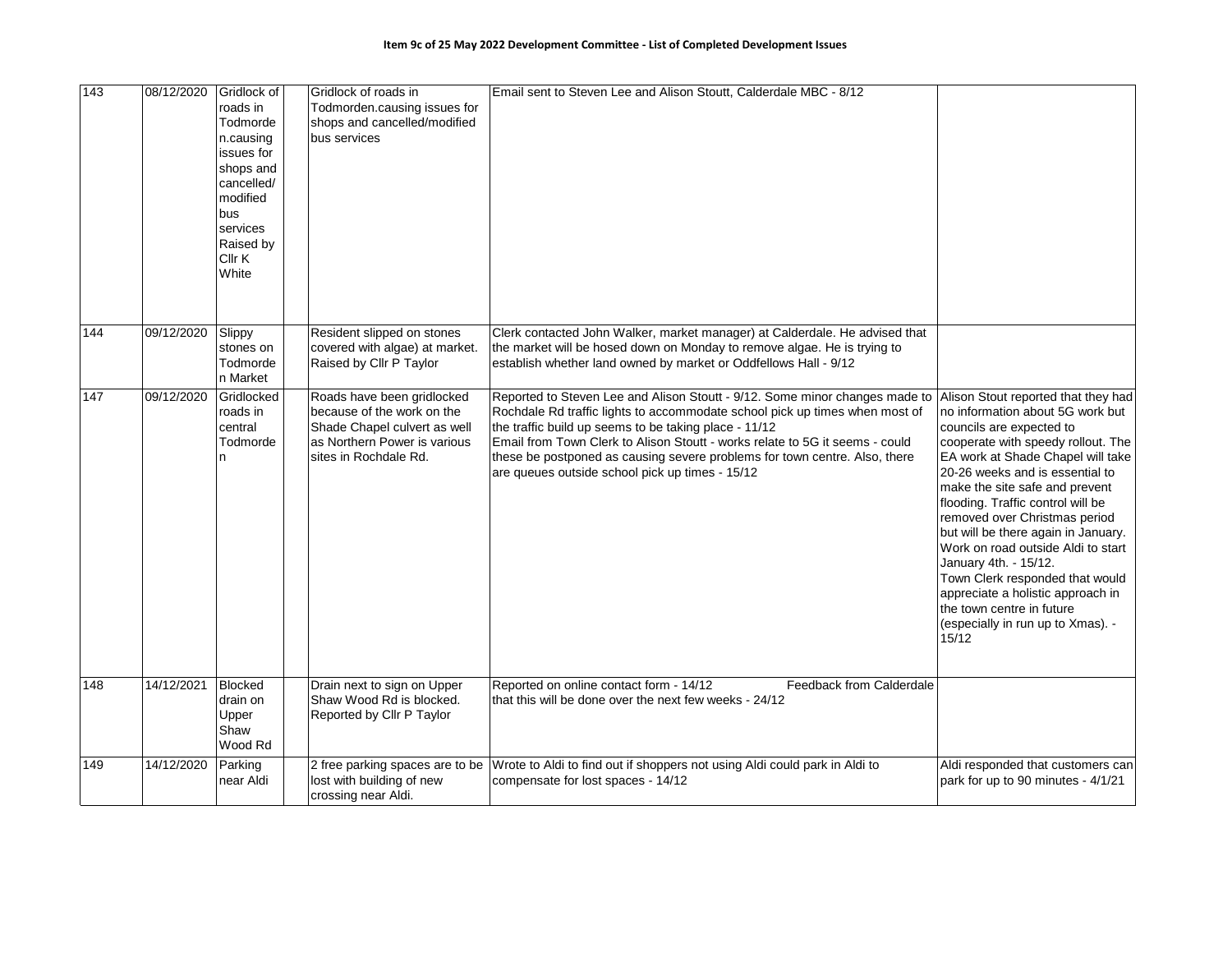**Item 9c of 25 May 2022 Development Committee - List of Completed Development Issues**

| | | | | | | |
|---|---|---|---|---|---|---|
| 143 | 08/12/2020 | Gridlock of roads in Todmorden.causing issues for shops and cancelled/ modified bus services Raised by Cllr K White | | Gridlock of roads in Todmorden.causing issues for shops and cancelled/modified bus services | Email sent to Steven Lee and Alison Stoutt, Calderdale MBC - 8/12 | |
| 144 | 09/12/2020 | Slippy stones on Todmorden Market | | Resident slipped on stones covered with algae) at market. Raised by Cllr P Taylor | Clerk contacted John Walker, market manager) at Calderdale. He advised that the market will be hosed down on Monday to remove algae. He is trying to establish whether land owned by market or Oddfellows Hall - 9/12 | |
| 147 | 09/12/2020 | Gridlocked roads in central Todmorden | | Roads have been gridlocked because of the work on the Shade Chapel culvert as well as Northern Power is various sites in Rochdale Rd. | Reported to Steven Lee and Alison Stoutt - 9/12. Some minor changes made to Rochdale Rd traffic lights to accommodate school pick up times when most of the traffic build up seems to be taking place - 11/12<br>Email from Town Clerk to Alison Stoutt - works relate to 5G it seems - could these be postponed as causing severe problems for town centre. Also, there are queues outside school pick up times - 15/12 | Alison Stout reported that they had no information about 5G work but councils are expected to cooperate with speedy rollout. The EA work at Shade Chapel will take 20-26 weeks and is essential to make the site safe and prevent flooding. Traffic control will be removed over Christmas period but will be there again in January. Work on road outside Aldi to start January 4th. - 15/12.<br>Town Clerk responded that would appreciate a holistic approach in the town centre in future (especially in run up to Xmas). - 15/12 |
| 148 | 14/12/2021 | Blocked drain on Upper Shaw Wood Rd | | Drain next to sign on Upper Shaw Wood Rd is blocked. Reported by Cllr P Taylor | Reported on online contact form - 14/12 Feedback from Calderdale that this will be done over the next few weeks - 24/12 | |
| 149 | 14/12/2020 | Parking near Aldi | | 2 free parking spaces are to be lost with building of new crossing near Aldi. | Wrote to Aldi to find out if shoppers not using Aldi could park in Aldi to compensate for lost spaces - 14/12 | Aldi responded that customers can park for up to 90 minutes - 4/1/21 |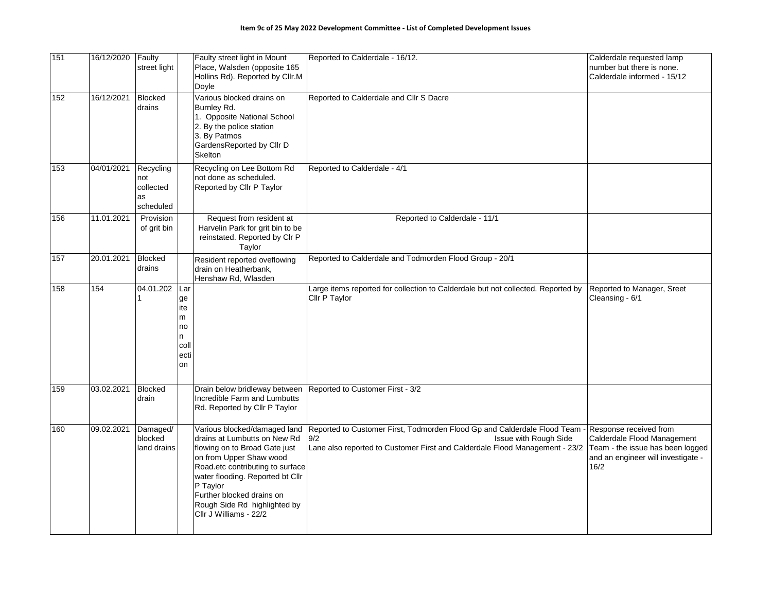**Item 9c of 25 May 2022 Development Committee - List of Completed Development Issues**

| | | | | | | |
|---|---|---|---|---|---|---|
| 151 | 16/12/2020 | Faulty street light | | Faulty street light in Mount Place, Walsden (opposite 165 Hollins Rd). Reported by Cllr.M Doyle | Reported to Calderdale - 16/12. | Calderdale requested lamp number but there is none. Calderdale informed - 15/12 |
| 152 | 16/12/2021 | Blocked drains | | Various blocked drains on Burnley Rd.<br>1. Opposite National School<br>2. By the police station<br>3. By Patmos GardensReported by Cllr D Skelton | Reported to Calderdale and Cllr S Dacre | |
| 153 | 04/01/2021 | Recycling not collected as scheduled | | Recycling on Lee Bottom Rd not done as scheduled. Reported by Cllr P Taylor | Reported to Calderdale - 4/1 | |
| 156 | 11.01.2021 | Provision of grit bin | | Request from resident at Harvelin Park for grit bin to be reinstated. Reported by Clr P Taylor | Reported to Calderdale - 11/1 | |
| 157 | 20.01.2021 | Blocked drains | | Resident reported oveflowing drain on Heatherbank, Henshaw Rd, Wlasden | Reported to Calderdale and Todmorden Flood Group - 20/1 | |
| 158 | 154 | 04.01.2021 | Large item non collection | | Large items reported for collection to Calderdale but not collected. Reported by Cllr P Taylor | Reported to Manager, Sreet Cleansing - 6/1 |
| 159 | 03.02.2021 | Blocked drain | | Drain below bridleway between Incredible Farm and Lumbutts Rd. Reported by Cllr P Taylor | Reported to Customer First - 3/2 | |
| 160 | 09.02.2021 | Damaged/ blocked land drains | | Various blocked/damaged land drains at Lumbutts on New Rd flowing on to Broad Gate just on from Upper Shaw wood Road.etc contributing to surface water flooding. Reported bt Cllr P Taylor<br>Further blocked drains on Rough Side Rd highlighted by Cllr J Williams - 22/2 | Reported to Customer First, Todmorden Flood Gp and Calderdale Flood Team - 9/2 Issue with Rough Side Lane also reported to Customer First and Calderdale Flood Management - 23/2 | Response received from Calderdale Flood Management Team - the issue has been logged and an engineer will investigate - 16/2 |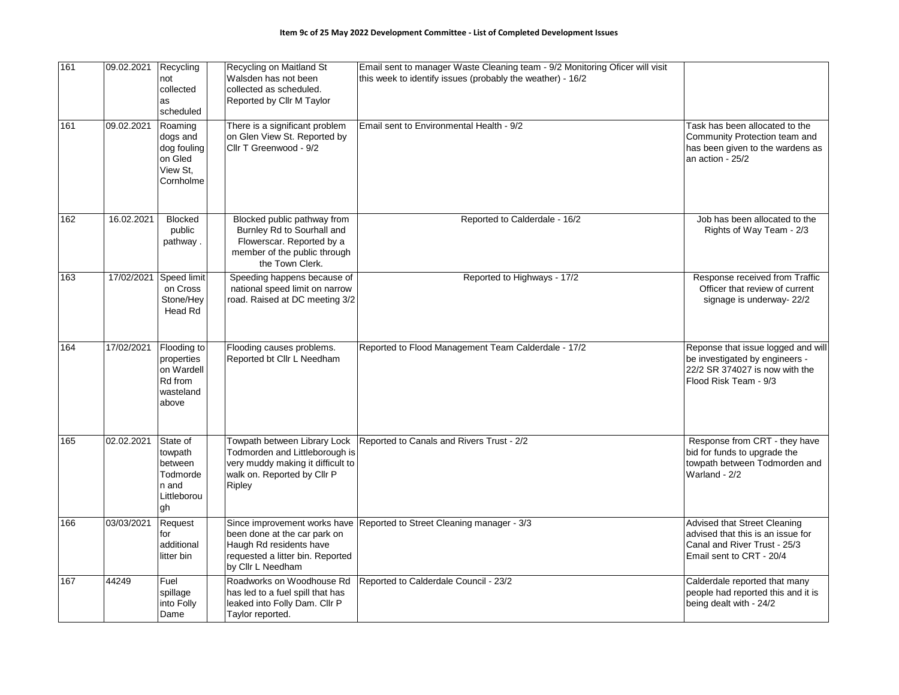**Item 9c of 25 May 2022 Development Committee - List of Completed Development Issues**

| | | | | | | |
|---|---|---|---|---|---|---|
| 161 | 09.02.2021 | Recycling not collected as scheduled | | Recycling on Maitland St Walsden has not been collected as scheduled. Reported by Cllr M Taylor | Email sent to manager Waste Cleaning team - 9/2 Monitoring Oficer will visit this week to identify issues (probably the weather) - 16/2 | |
| 161 | 09.02.2021 | Roaming dogs and dog fouling on Gled View St, Cornholme | | There is a significant problem on Glen View St. Reported by Cllr T Greenwood - 9/2 | Email sent to Environmental Health - 9/2 | Task has been allocated to the Community Protection team and has been given to the wardens as an action - 25/2 |
| 162 | 16.02.2021 | Blocked public pathway . | | Blocked public pathway from Burnley Rd to Sourhall and Flowerscar. Reported by a member of the public through the Town Clerk. | Reported to Calderdale - 16/2 | Job has been allocated to the Rights of Way Team - 2/3 |
| 163 | 17/02/2021 | Speed limit on Cross Stone/Hey Head Rd | | Speeding happens because of national speed limit on narrow road. Raised at DC meeting 3/2 | Reported to Highways - 17/2 | Response received from Traffic Officer that review of current signage is underway- 22/2 |
| 164 | 17/02/2021 | Flooding to properties on Wardell Rd from wasteland above | | Flooding causes problems. Reported bt Cllr L Needham | Reported to Flood Management Team Calderdale - 17/2 | Reponse that issue logged and will be investigated by engineers - 22/2 SR 374027 is now with the Flood Risk Team - 9/3 |
| 165 | 02.02.2021 | State of towpath between Todmorden and Littleborough | | Towpath between Library Lock Todmorden and Littleborough is very muddy making it difficult to walk on. Reported by Cllr P Ripley | Reported to Canals and Rivers Trust - 2/2 | Response from CRT - they have bid for funds to upgrade the towpath between Todmorden and Warland - 2/2 |
| 166 | 03/03/2021 | Request for additional litter bin | | Since improvement works have been done at the car park on Haugh Rd residents have requested a litter bin. Reported by Cllr L Needham | Reported to Street Cleaning manager - 3/3 | Advised that Street Cleaning advised that this is an issue for Canal and River Trust - 25/3 Email sent to CRT - 20/4 |
| 167 | 44249 | Fuel spillage into Folly Dame | | Roadworks on Woodhouse Rd has led to a fuel spill that has leaked into Folly Dam. Cllr P Taylor reported. | Reported to Calderdale Council - 23/2 | Calderdale reported that many people had reported this and it is being dealt with - 24/2 |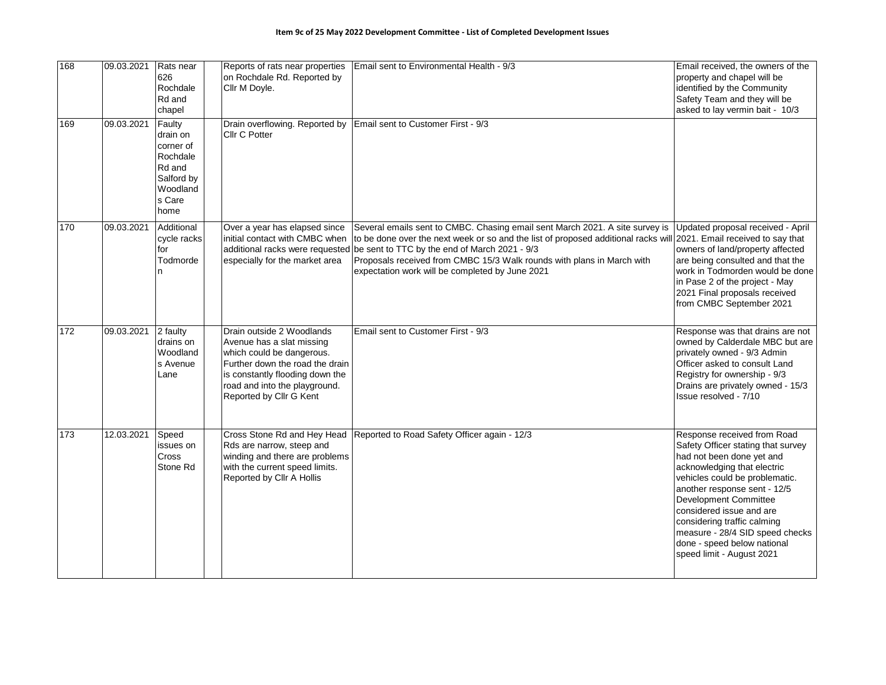**Item 9c of 25 May 2022 Development Committee - List of Completed Development Issues**

| | | | | | | |
|---|---|---|---|---|---|---|
| 168 | 09.03.2021 | Rats near 626 Rochdale Rd and chapel | | Reports of rats near properties on Rochdale Rd. Reported by Cllr M Doyle. | Email sent to Environmental Health - 9/3 | Email received, the owners of the property and chapel will be identified by the Community Safety Team and they will be asked to lay vermin bait - 10/3 |
| 169 | 09.03.2021 | Faulty drain on corner of Rochdale Rd and Salford by Woodlands Care home | | Drain overflowing. Reported by Cllr C Potter | Email sent to Customer First - 9/3 | |
| 170 | 09.03.2021 | Additional cycle racks for Todmorden | | Over a year has elapsed since initial contact with CMBC when additional racks were requested especially for the market area | Several emails sent to CMBC. Chasing email sent March 2021. A site survey is to be done over the next week or so and the list of proposed additional racks will be sent to TTC by the end of March 2021 - 9/3<br>Proposals received from CMBC 15/3 Walk rounds with plans in March with expectation work will be completed by June 2021 | Updated proposal received - April 2021. Email received to say that owners of land/property affected are being consulted and that the work in Todmorden would be done in Pase 2 of the project - May 2021 Final proposals received from CMBC September 2021 |
| 172 | 09.03.2021 | 2 faulty drains on Woodlands Avenue Lane | | Drain outside 2 Woodlands Avenue has a slat missing which could be dangerous. Further down the road the drain is constantly flooding down the road and into the playground. Reported by Cllr G Kent | Email sent to Customer First - 9/3 | Response was that drains are not owned by Calderdale MBC but are privately owned - 9/3 Admin Officer asked to consult Land Registry for ownership - 9/3 Drains are privately owned - 15/3 Issue resolved - 7/10 |
| 173 | 12.03.2021 | Speed issues on Cross Stone Rd | | Cross Stone Rd and Hey Head Rds are narrow, steep and winding and there are problems with the current speed limits. Reported by Cllr A Hollis | Reported to Road Safety Officer again - 12/3 | Response received from Road Safety Officer stating that survey had not been done yet and acknowledging that electric vehicles could be problematic. another response sent - 12/5 Development Committee considered issue and are considering traffic calming measure - 28/4 SID speed checks done - speed below national speed limit - August 2021 |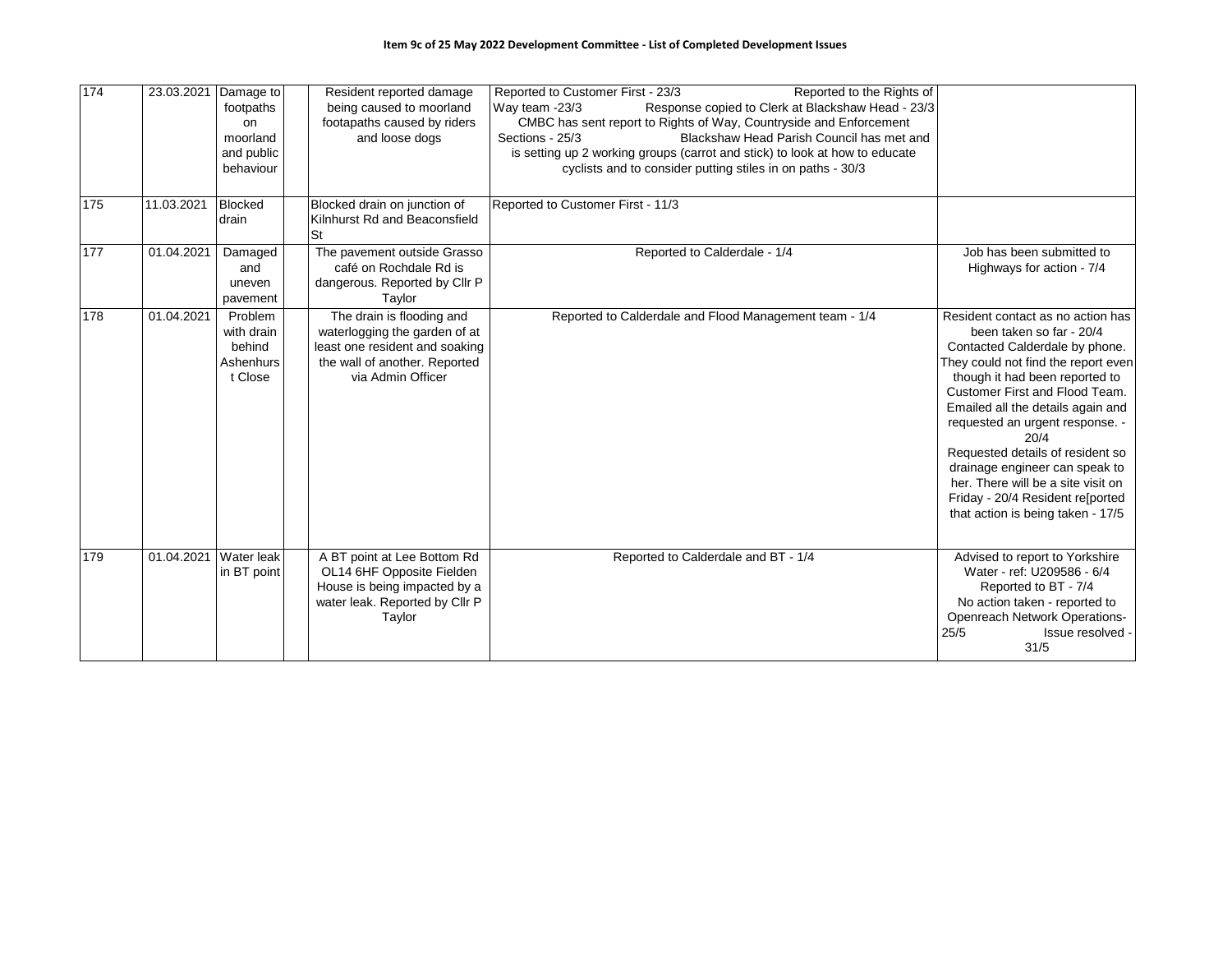**Item 9c of 25 May 2022 Development Committee - List of Completed Development Issues**

| | | | | | | |
|---|---|---|---|---|---|---|
| 174 | 23.03.2021 | Damage to footpaths on moorland and public behaviour | | Resident reported damage being caused to moorland footapaths caused by riders and loose dogs | Reported to Customer First - 23/3 Reported to the Rights of Way team -23/3 Response copied to Clerk at Blackshaw Head - 23/3 CMBC has sent report to Rights of Way, Countryside and Enforcement Sections - 25/3 Blackshaw Head Parish Council has met and is setting up 2 working groups (carrot and stick) to look at how to educate cyclists and to consider putting stiles in on paths - 30/3 | |
| 175 | 11.03.2021 | Blocked drain | | Blocked drain on junction of Kilnhurst Rd and Beaconsfield St | Reported to Customer First - 11/3 | |
| 177 | 01.04.2021 | Damaged and uneven pavement | | The pavement outside Grasso café on Rochdale Rd is dangerous. Reported by Cllr P Taylor | Reported to Calderdale - 1/4 | Job has been submitted to Highways for action - 7/4 |
| 178 | 01.04.2021 | Problem with drain behind Ashenhurst Close | | The drain is flooding and waterlogging the garden of at least one resident and soaking the wall of another. Reported via Admin Officer | Reported to Calderdale and Flood Management team - 1/4 | Resident contact as no action has been taken so far - 20/4 Contacted Calderdale by phone. They could not find the report even though it had been reported to Customer First and Flood Team. Emailed all the details again and requested an urgent response. - 20/4 Requested details of resident so drainage engineer can speak to her. There will be a site visit on Friday - 20/4 Resident re[ported that action is being taken - 17/5 |
| 179 | 01.04.2021 | Water leak in BT point | | A BT point at Lee Bottom Rd OL14 6HF Opposite Fielden House is being impacted by a water leak. Reported by Cllr P Taylor | Reported to Calderdale and BT - 1/4 | Advised to report to Yorkshire Water - ref: U209586 - 6/4 Reported to BT - 7/4 No action taken - reported to Openreach Network Operations- 25/5 Issue resolved - 31/5 |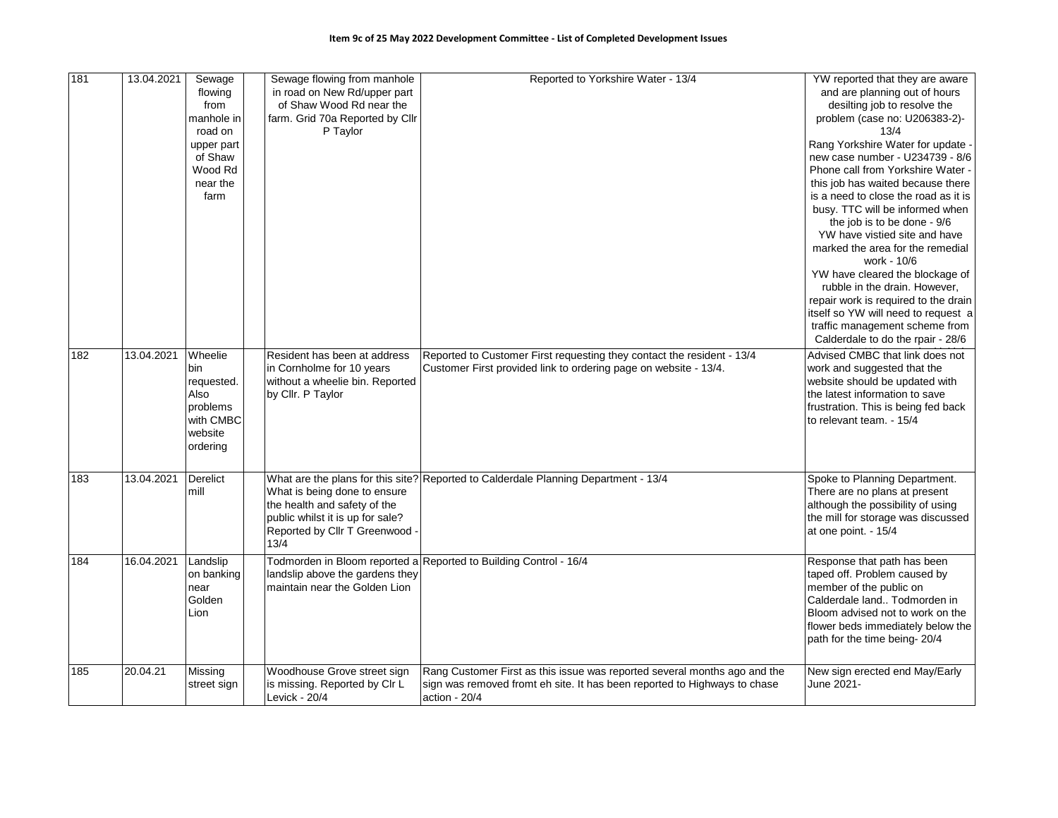**Item 9c of 25 May 2022 Development Committee - List of Completed Development Issues**

| | | | | | | |
|---|---|---|---|---|---|---|
| 181 | 13.04.2021 | Sewage flowing from manhole in road on upper part of Shaw Wood Rd near the farm | | Sewage flowing from manhole in road on New Rd/upper part of Shaw Wood Rd near the farm. Grid 70a Reported by Cllr P Taylor | Reported to Yorkshire Water - 13/4 | YW reported that they are aware and are planning out of hours desilting job to resolve the problem (case no: U206383-2)- 13/4<br>Rang Yorkshire Water for update - new case number - U234739 - 8/6<br>Phone call from Yorkshire Water - this job has waited because there is a need to close the road as it is busy. TTC will be informed when the job is to be done - 9/6<br>YW have vistied site and have marked the area for the remedial work - 10/6<br>YW have cleared the blockage of rubble in the drain. However, repair work is required to the drain itself so YW will need to request a traffic management scheme from Calderdale to do the rpair - 28/6 |
| 182 | 13.04.2021 | Wheelie bin requested. Also problems with CMBC website ordering | | Resident has been at address in Cornholme for 10 years without a wheelie bin. Reported by Cllr. P Taylor | Reported to Customer First requesting they contact the resident - 13/4<br>Customer First provided link to ordering page on website - 13/4. | Advised CMBC that link does not work and suggested that the website should be updated with the latest information to save frustration. This is being fed back to relevant team. - 15/4 |
| 183 | 13.04.2021 | Derelict mill | | What are the plans for this site? What is being done to ensure the health and safety of the public whilst it is up for sale? Reported by Cllr T Greenwood - 13/4 | Reported to Calderdale Planning Department - 13/4 | Spoke to Planning Department. There are no plans at present although the possibility of using the mill for storage was discussed at one point. - 15/4 |
| 184 | 16.04.2021 | Landslip on banking near Golden Lion | | Todmorden in Bloom reported a landslip above the gardens they maintain near the Golden Lion | Reported to Building Control - 16/4 | Response that path has been taped off. Problem caused by member of the public on Calderdale land.. Todmorden in Bloom advised not to work on the flower beds immediately below the path for the time being- 20/4 |
| 185 | 20.04.21 | Missing street sign | | Woodhouse Grove street sign is missing. Reported by Clr L Levick - 20/4 | Rang Customer First as this issue was reported several months ago and the sign was removed fromt eh site. It has been reported to Highways to chase action - 20/4 | New sign erected end May/Early June 2021- |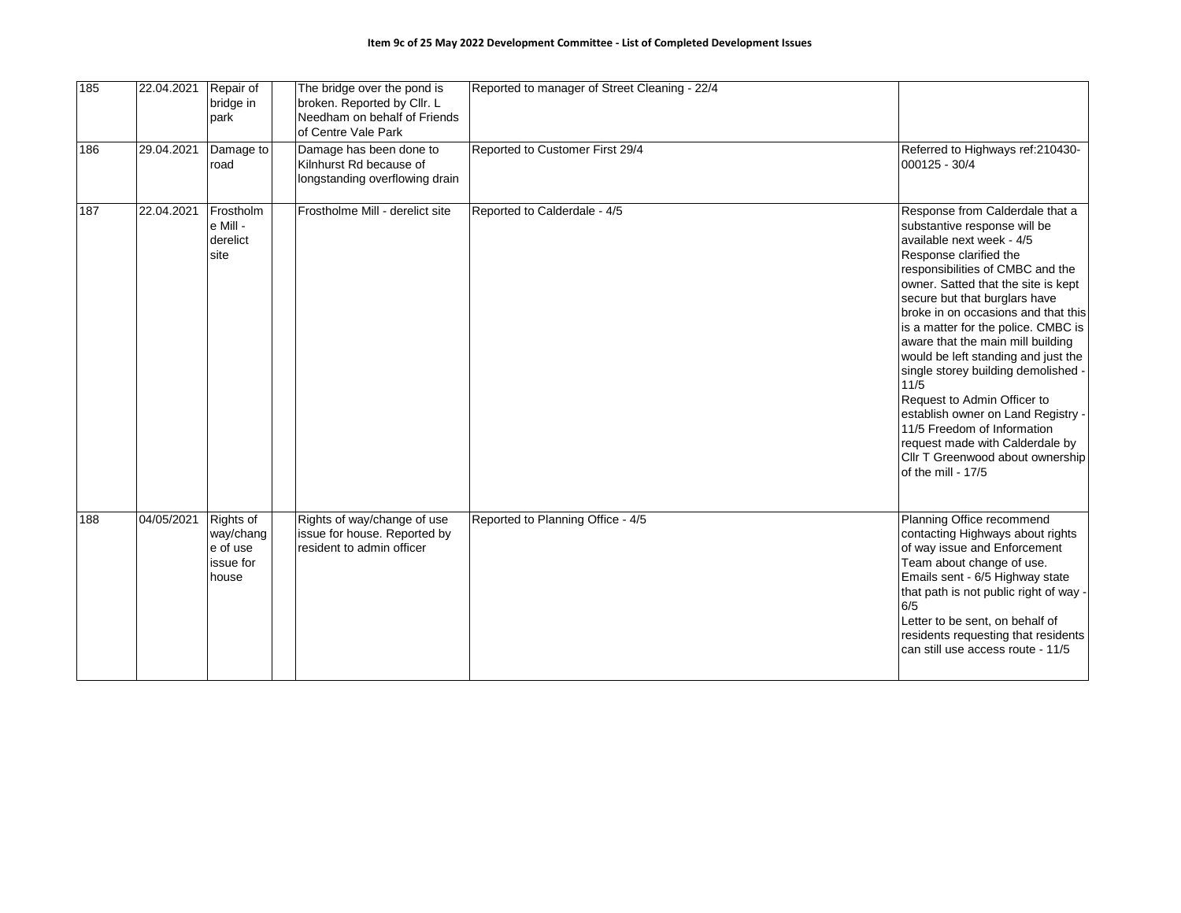**Item 9c of 25 May 2022 Development Committee - List of Completed Development Issues**

| | | | | | | |
|---|---|---|---|---|---|---|
| 185 | 22.04.2021 | Repair of bridge in park | | The bridge over the pond is broken. Reported by Cllr. L Needham on behalf of Friends of Centre Vale Park | Reported to manager of Street Cleaning - 22/4 | |
| 186 | 29.04.2021 | Damage to road | | Damage has been done to Kilnhurst Rd because of longstanding overflowing drain | Reported to Customer First 29/4 | Referred to Highways ref:210430-000125 - 30/4 |
| 187 | 22.04.2021 | Frostholme Mill - derelict site | | Frostholme Mill - derelict site | Reported to Calderdale - 4/5 | Response from Calderdale that a substantive response will be available next week - 4/5<br>Response clarified the responsibilities of CMBC and the owner. Satted that the site is kept secure but that burglars have broke in on occasions and that this is a matter for the police. CMBC is aware that the main mill building would be left standing and just the single storey building demolished - 11/5<br>Request to Admin Officer to establish owner on Land Registry - 11/5 Freedom of Information request made with Calderdale by Cllr T Greenwood about ownership of the mill - 17/5 |
| 188 | 04/05/2021 | Rights of way/change of use issue for house | | Rights of way/change of use issue for house. Reported by resident to admin officer | Reported to Planning Office - 4/5 | Planning Office recommend contacting Highways about rights of way issue and Enforcement Team about change of use. Emails sent - 6/5 Highway state that path is not public right of way - 6/5<br>Letter to be sent, on behalf of residents requesting that residents can still use access route - 11/5 |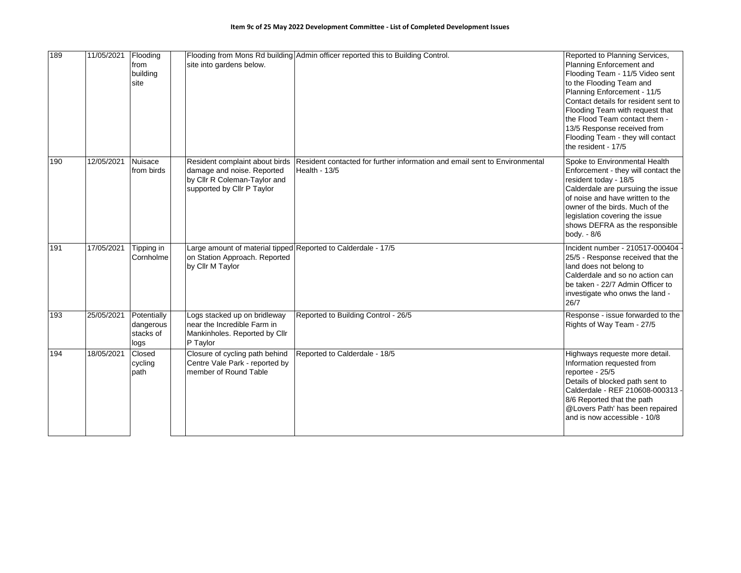**Item 9c of 25 May 2022 Development Committee - List of Completed Development Issues**

| | | | | | | |
|---|---|---|---|---|---|---|
| 189 | 11/05/2021 | Flooding from building site | | Flooding from Mons Rd building site into gardens below. | Admin officer reported this to Building Control. | Reported to Planning Services, Planning Enforcement and Flooding Team - 11/5 Video sent to the Flooding Team and Planning Enforcement - 11/5 Contact details for resident sent to Flooding Team with request that the Flood Team contact them - 13/5 Response received from Flooding Team - they will contact the resident - 17/5 |
| 190 | 12/05/2021 | Nuisace from birds | | Resident complaint about birds damage and noise. Reported by Cllr R Coleman-Taylor and supported by Cllr P Taylor | Resident contacted for further information and email sent to Environmental Health - 13/5 | Spoke to Environmental Health Enforcement - they will contact the resident today - 18/5 Calderdale are pursuing the issue of noise and have written to the owner of the birds. Much of the legislation covering the issue shows DEFRA as the responsible body. - 8/6 |
| 191 | 17/05/2021 | Tipping in Cornholme | | Large amount of material tipped on Station Approach. Reported by Cllr M Taylor | Reported to Calderdale - 17/5 | Incident number - 210517-000404 - 25/5 - Response received that the land does not belong to Calderdale and so no action can be taken - 22/7 Admin Officer to investigate who onws the land - 26/7 |
| 193 | 25/05/2021 | Potentially dangerous stacks of logs | | Logs stacked up on bridleway near the Incredible Farm in Mankinholes. Reported by Cllr P Taylor | Reported to Building Control - 26/5 | Response - issue forwarded to the Rights of Way Team - 27/5 |
| 194 | 18/05/2021 | Closed cycling path | | Closure of cycling path behind Centre Vale Park - reported by member of Round Table | Reported to Calderdale - 18/5 | Highways requeste more detail. Information requested from reportee - 25/5 Details of blocked path sent to Calderdale - REF 210608-000313 - 8/6 Reported that the path @Lovers Path' has been repaired and is now accessible - 10/8 |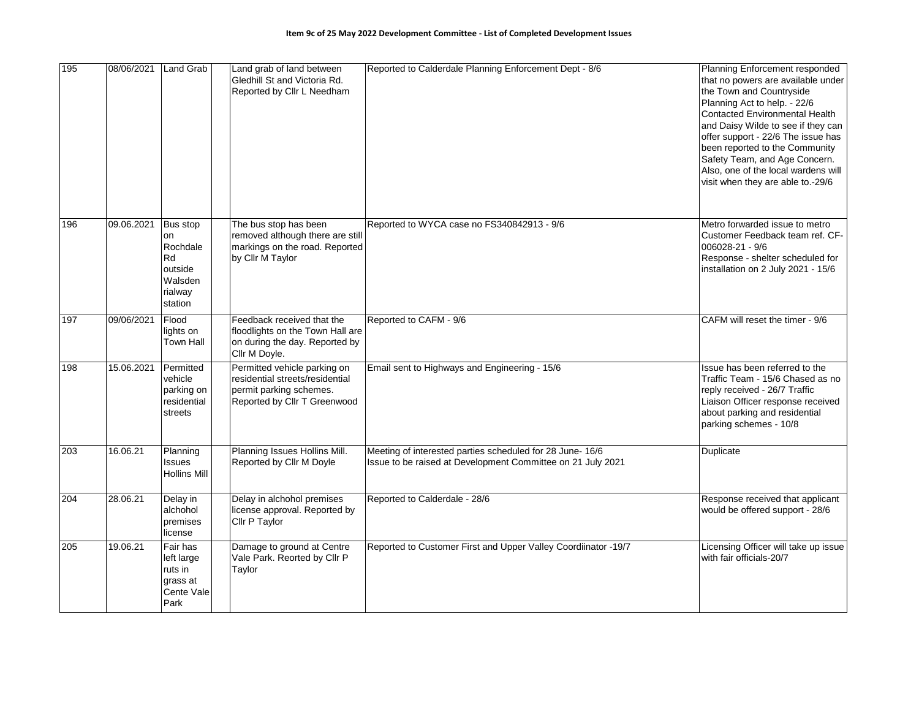**Item 9c of 25 May 2022 Development Committee - List of Completed Development Issues**

| | | | | | | |
|---|---|---|---|---|---|---|
| 195 | 08/06/2021 | Land Grab | | Land grab of land between Gledhill St and Victoria Rd. Reported by Cllr L Needham | Reported to Calderdale Planning Enforcement Dept - 8/6 | Planning Enforcement responded that no powers are available under the Town and Countryside Planning Act to help. - 22/6 Contacted Environmental Health and Daisy Wilde to see if they can offer support - 22/6 The issue has been reported to the Community Safety Team, and Age Concern. Also, one of the local wardens will visit when they are able to.-29/6 |
| 196 | 09.06.2021 | Bus stop on Rochdale Rd outside Walsden rialway station | | The bus stop has been removed although there are still markings on the road. Reported by Cllr M Taylor | Reported to WYCA case no FS340842913 - 9/6 | Metro forwarded issue to metro Customer Feedback team ref. CF-006028-21 - 9/6 Response - shelter scheduled for installation on 2 July 2021 - 15/6 |
| 197 | 09/06/2021 | Flood lights on Town Hall | | Feedback received that the floodlights on the Town Hall are on during the day. Reported by Cllr M Doyle. | Reported to CAFM - 9/6 | CAFM will reset the timer - 9/6 |
| 198 | 15.06.2021 | Permitted vehicle parking on residential streets | | Permitted vehicle parking on residential streets/residential permit parking schemes. Reported by Cllr T Greenwood | Email sent to Highways and Engineering - 15/6 | Issue has been referred to the Traffic Team - 15/6 Chased as no reply received - 26/7 Traffic Liaison Officer response received about parking and residential parking schemes - 10/8 |
| 203 | 16.06.21 | Planning Issues Hollins Mill | | Planning Issues Hollins Mill. Reported by Cllr M Doyle | Meeting of interested parties scheduled for 28 June- 16/6 Issue to be raised at Development Committee on 21 July 2021 | Duplicate |
| 204 | 28.06.21 | Delay in alchohol premises license | | Delay in alchohol premises license approval. Reported by Cllr P Taylor | Reported to Calderdale - 28/6 | Response received that applicant would be offered support - 28/6 |
| 205 | 19.06.21 | Fair has left large ruts in grass at Cente Vale Park | | Damage to ground at Centre Vale Park. Reorted by Cllr P Taylor | Reported to Customer First and Upper Valley Coordiinator -19/7 | Licensing Officer will take up issue with fair officials-20/7 |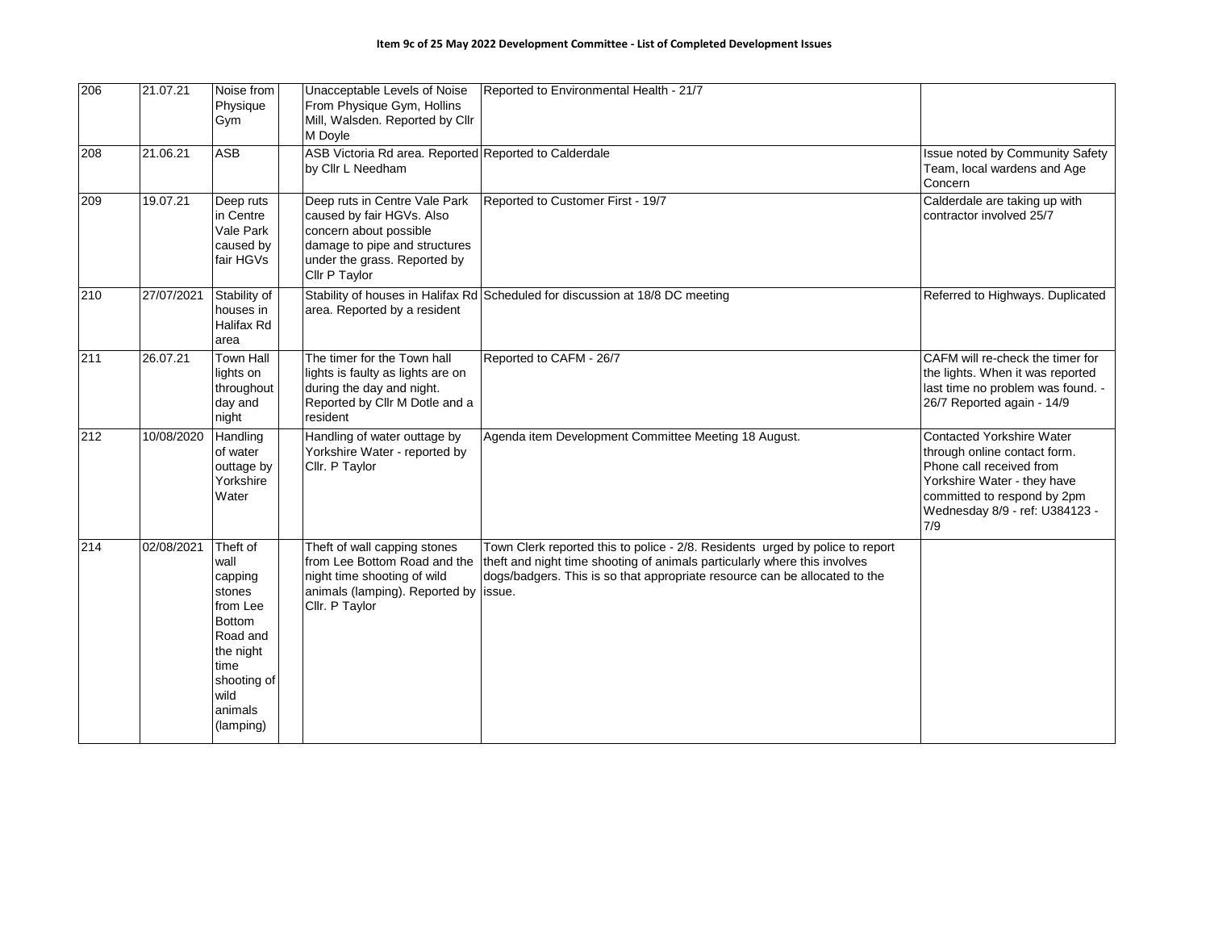**Item 9c of 25 May 2022 Development Committee - List of Completed Development Issues**

| | | | | | | |
|---|---|---|---|---|---|---|
| 206 | 21.07.21 | Noise from Physique Gym | | Unacceptable Levels of Noise From Physique Gym, Hollins Mill, Walsden. Reported by Cllr M Doyle | Reported to Environmental Health - 21/7 | |
| 208 | 21.06.21 | ASB | | ASB Victoria Rd area. Reported by Cllr L Needham | Reported to Calderdale | Issue noted by Community Safety Team, local wardens and Age Concern |
| 209 | 19.07.21 | Deep ruts in Centre Vale Park caused by fair HGVs | | Deep ruts in Centre Vale Park caused by fair HGVs. Also concern about possible damage to pipe and structures under the grass. Reported by Cllr P Taylor | Reported to Customer First - 19/7 | Calderdale are taking up with contractor involved 25/7 |
| 210 | 27/07/2021 | Stability of houses in Halifax Rd area | | Stability of houses in Halifax Rd area. Reported by a resident | Scheduled for discussion at 18/8 DC meeting | Referred to Highways. Duplicated |
| 211 | 26.07.21 | Town Hall lights on throughout day and night | | The timer for the Town hall lights is faulty as lights are on during the day and night. Reported by Cllr M Dotle and a resident | Reported to CAFM - 26/7 | CAFM will re-check the timer for the lights. When it was reported last time no problem was found. - 26/7 Reported again - 14/9 |
| 212 | 10/08/2020 | Handling of water outtage by Yorkshire Water | | Handling of water outtage by Yorkshire Water - reported by Cllr. P Taylor | Agenda item Development Committee Meeting 18 August. | Contacted Yorkshire Water through online contact form. Phone call received from Yorkshire Water - they have committed to respond by 2pm Wednesday 8/9 - ref: U384123 - 7/9 |
| 214 | 02/08/2021 | Theft of wall capping stones from Lee Bottom Road and the night time shooting of wild animals (lamping) | | Theft of wall capping stones from Lee Bottom Road and the night time shooting of wild animals (lamping). Reported by Cllr. P Taylor | Town Clerk reported this to police - 2/8. Residents urged by police to report theft and night time shooting of animals particularly where this involves dogs/badgers. This is so that appropriate resource can be allocated to the issue. | |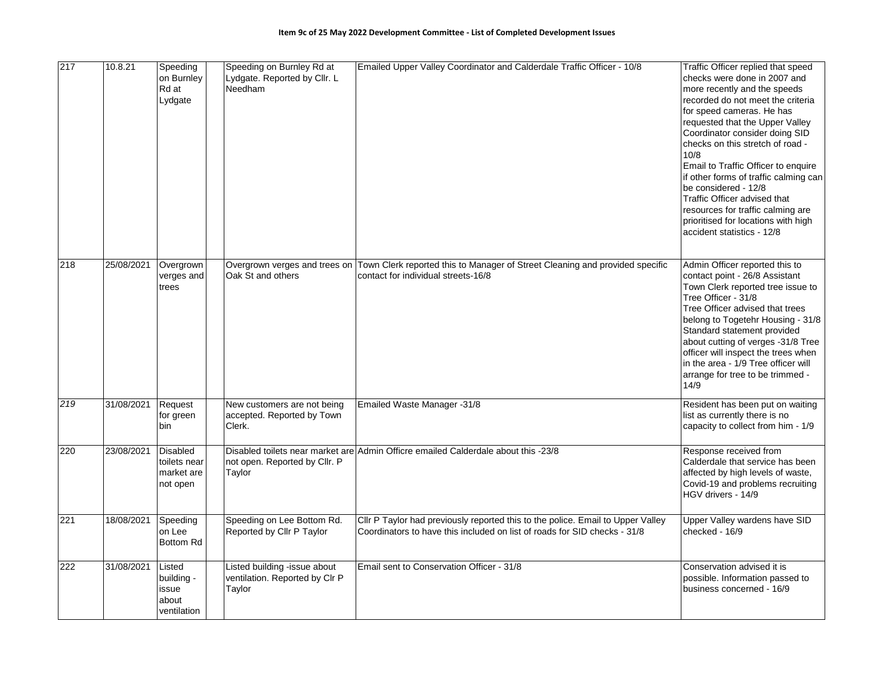**Item 9c of 25 May 2022 Development Committee - List of Completed Development Issues**

| | | | | | | |
|---|---|---|---|---|---|---|
| 217 | 10.8.21 | Speeding on Burnley Rd at Lydgate | | Speeding on Burnley Rd at Lydgate. Reported by Cllr. L Needham | Emailed Upper Valley Coordinator and Calderdale Traffic Officer - 10/8 | Traffic Officer replied that speed checks were done in 2007 and more recently and the speeds recorded do not meet the criteria for speed cameras. He has requested that the Upper Valley Coordinator consider doing SID checks on this stretch of road - 10/8 Email to Traffic Officer to enquire if other forms of traffic calming can be considered - 12/8 Traffic Officer advised that resources for traffic calming are prioritised for locations with high accident statistics - 12/8 |
| 218 | 25/08/2021 | Overgrown verges and trees | | Overgrown verges and trees on Oak St and others | Town Clerk reported this to Manager of Street Cleaning and provided specific contact for individual streets-16/8 | Admin Officer reported this to contact point - 26/8 Assistant Town Clerk reported tree issue to Tree Officer - 31/8 Tree Officer advised that trees belong to Togetehr Housing - 31/8 Standard statement provided about cutting of verges -31/8 Tree officer will inspect the trees when in the area - 1/9 Tree officer will arrange for tree to be trimmed - 14/9 |
| *219* | 31/08/2021 | Request for green bin | | New customers are not being accepted. Reported by Town Clerk. | Emailed Waste Manager -31/8 | Resident has been put on waiting list as currently there is no capacity to collect from him - 1/9 |
| 220 | 23/08/2021 | Disabled toilets near market are not open | | Disabled toilets near market are not open. Reported by Cllr. P Taylor | Admin Officre emailed Calderdale about this -23/8 | Response received from Calderdale that service has been affected by high levels of waste, Covid-19 and problems recruiting HGV drivers - 14/9 |
| 221 | 18/08/2021 | Speeding on Lee Bottom Rd | | Speeding on Lee Bottom Rd. Reported by Cllr P Taylor | Cllr P Taylor had previously reported this to the police. Email to Upper Valley Coordinators to have this included on list of roads for SID checks - 31/8 | Upper Valley wardens have SID checked - 16/9 |
| 222 | 31/08/2021 | Listed building - issue about ventilation | | Listed building -issue about ventilation. Reported by Clr P Taylor | Email sent to Conservation Officer - 31/8 | Conservation advised it is possible. Information passed to business concerned - 16/9 |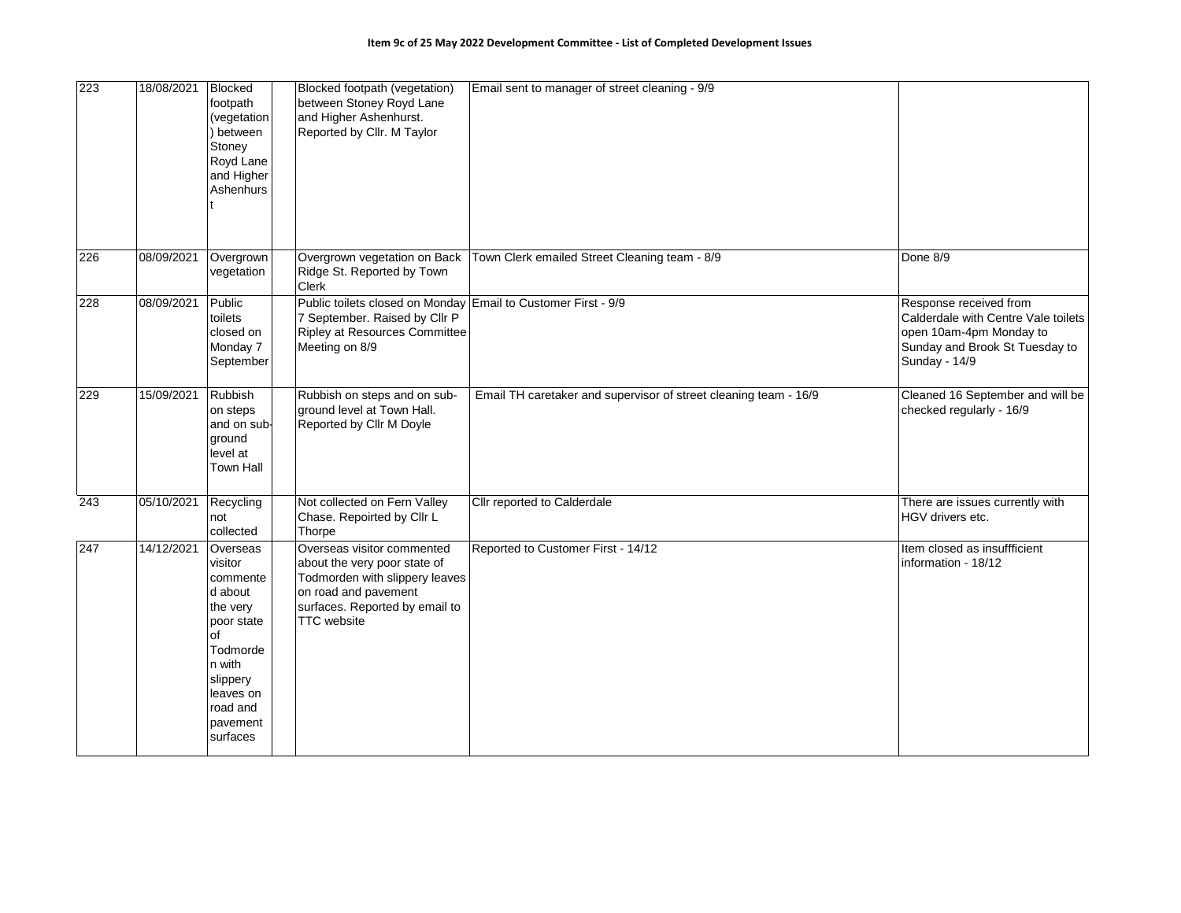**Item 9c of 25 May 2022 Development Committee - List of Completed Development Issues**

| | | | | | | |
|---|---|---|---|---|---|---|
| 223 | 18/08/2021 | Blocked footpath (vegetation) between Stoney Royd Lane and Higher Ashenhurst | | Blocked footpath (vegetation) between Stoney Royd Lane and Higher Ashenhurst. Reported by Cllr. M Taylor | Email sent to manager of street cleaning - 9/9 | |
| 226 | 08/09/2021 | Overgrown vegetation | | Overgrown vegetation on Back Ridge St. Reported by Town Clerk | Town Clerk emailed Street Cleaning team - 8/9 | Done 8/9 |
| 228 | 08/09/2021 | Public toilets closed on Monday 7 September | | Public toilets closed on Monday 7 September. Raised by Cllr P Ripley at Resources Committee Meeting on 8/9 | Email to Customer First - 9/9 | Response received from Calderdale with Centre Vale toilets open 10am-4pm Monday to Sunday and Brook St Tuesday to Sunday - 14/9 |
| 229 | 15/09/2021 | Rubbish on steps and on sub-ground level at Town Hall | | Rubbish on steps and on sub-ground level at Town Hall. Reported by Cllr M Doyle | Email TH caretaker and supervisor of street cleaning team - 16/9 | Cleaned 16 September and will be checked regularly - 16/9 |
| 243 | 05/10/2021 | Recycling not collected | | Not collected on Fern Valley Chase. Repoirted by Cllr L Thorpe | Cllr reported to Calderdale | There are issues currently with HGV drivers etc. |
| 247 | 14/12/2021 | Overseas visitor commented about the very poor state of Todmorden with slippery leaves on road and pavement surfaces | | Overseas visitor commented about the very poor state of Todmorden with slippery leaves on road and pavement surfaces. Reported by email to TTC website | Reported to Customer First - 14/12 | Item closed as insuffficient information - 18/12 |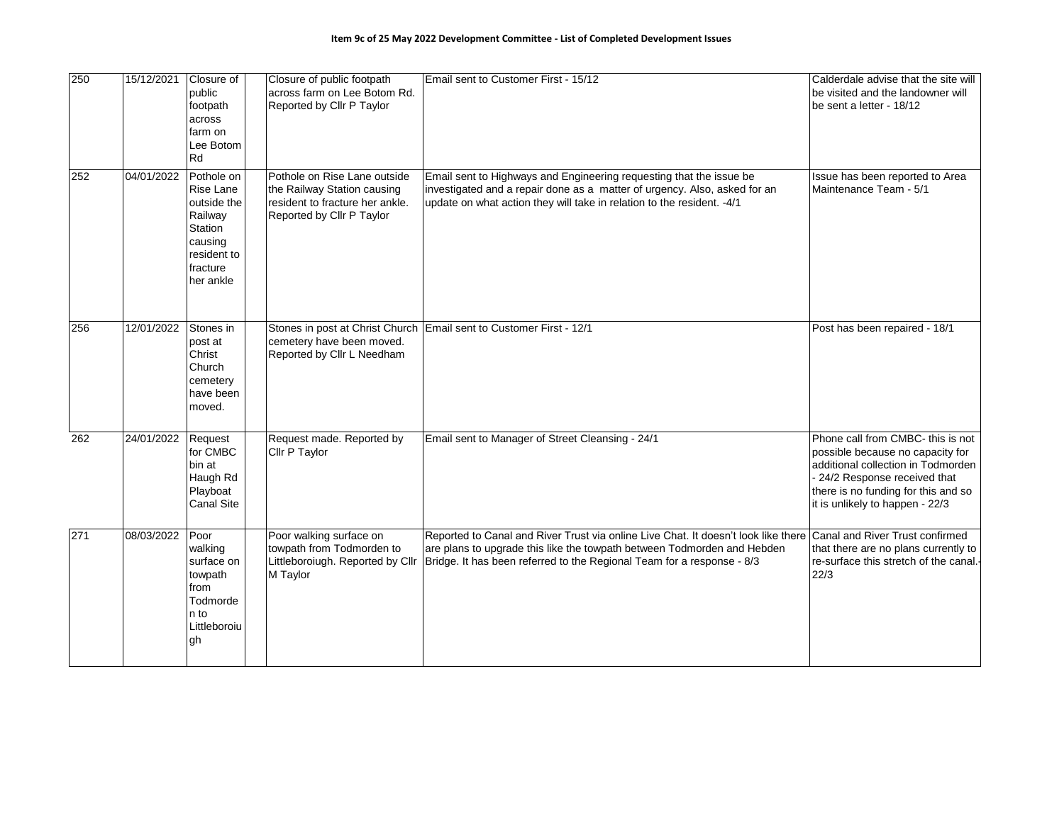**Item 9c of 25 May 2022 Development Committee - List of Completed Development Issues**

| | | | | | | |
|---|---|---|---|---|---|---|
| 250 | 15/12/2021 | Closure of public footpath across farm on Lee Botom Rd | | Closure of public footpath across farm on Lee Botom Rd. Reported by Cllr P Taylor | Email sent to Customer First - 15/12 | Calderdale advise that the site will be visited and the landowner will be sent a letter - 18/12 |
| 252 | 04/01/2022 | Pothole on Rise Lane outside the Railway Station causing resident to fracture her ankle | | Pothole on Rise Lane outside the Railway Station causing resident to fracture her ankle. Reported by Cllr P Taylor | Email sent to Highways and Engineering requesting that the issue be investigated and a repair done as a matter of urgency. Also, asked for an update on what action they will take in relation to the resident. -4/1 | Issue has been reported to Area Maintenance Team - 5/1 |
| 256 | 12/01/2022 | Stones in post at Christ Church cemetery have been moved. | | Stones in post at Christ Church cemetery have been moved. Reported by Cllr L Needham | Email sent to Customer First - 12/1 | Post has been repaired - 18/1 |
| 262 | 24/01/2022 | Request for CMBC bin at Haugh Rd Playboat Canal Site | | Request made. Reported by Cllr P Taylor | Email sent to Manager of Street Cleansing - 24/1 | Phone call from CMBC- this is not possible because no capacity for additional collection in Todmorden - 24/2 Response received that there is no funding for this and so it is unlikely to happen - 22/3 |
| 271 | 08/03/2022 | Poor walking surface on towpath from Todmorden to Littleboroiugh | | Poor walking surface on towpath from Todmorden to Littleboroiugh. Reported by Cllr M Taylor | Reported to Canal and River Trust via online Live Chat. It doesn't look like there are plans to upgrade this like the towpath between Todmorden and Hebden Bridge. It has been referred to the Regional Team for a response - 8/3 | Canal and River Trust confirmed that there are no plans currently to re-surface this stretch of the canal.- 22/3 |